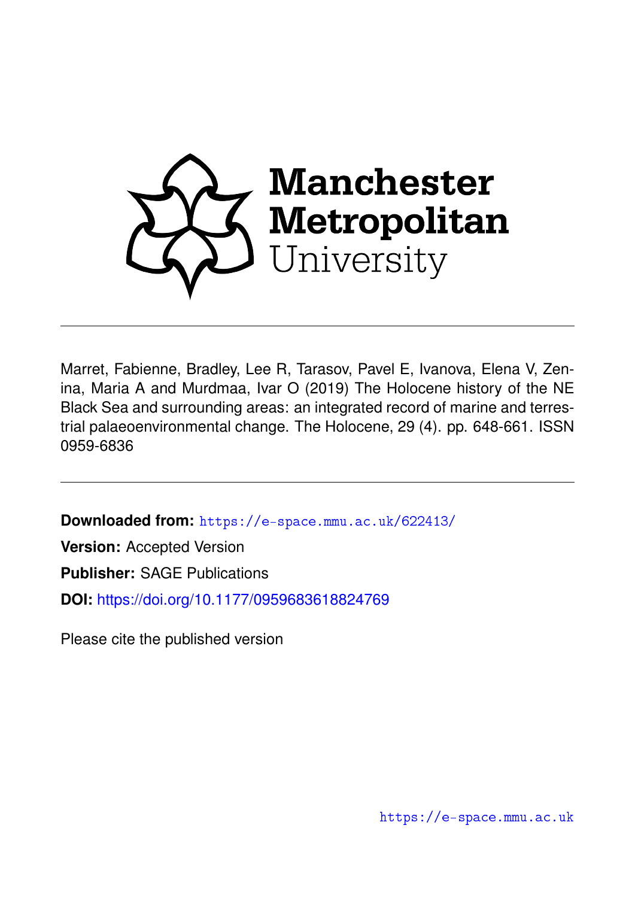Marret, Fabienne, Bradley, Lee R, Tarasov, Pavel E, Ivanova, Elena V, Zenina, Maria A and Murdmaa, Ivar O (2019) The Holocene history of the NE Black Sea and surrounding areas: an integrated record of marine and terrestrial palaeoenvironmental change. The Holocene, 29 (4). pp. 648-661. ISSN 0959-6836

---

**Downloaded from:** https://e-space.mmu.ac.uk/622413/

**Version:** Accepted Version

**Publisher:** SAGE Publications

**DOI:** https://doi.org/10.1177/0959683618824769

Please cite the published version

https://e-space.mmu.ac.uk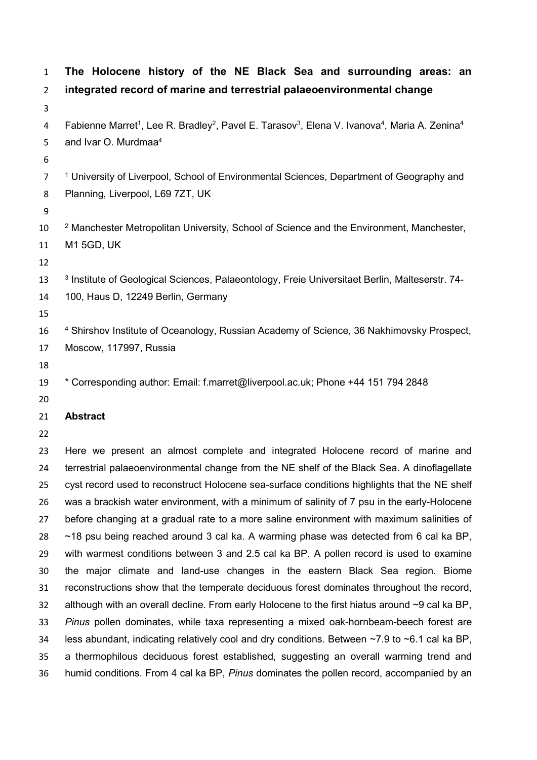# The Holocene history of the NE Black Sea and surrounding areas: an integrated record of marine and terrestrial palaeoenvironmental change

Fabienne Marret[1], Lee R. Bradley[2], Pavel E. Tarasov[3], Elena V. Ivanova[4], Maria A. Zenina[4] and Ivar O. Murdmaa[4]

[1] University of Liverpool, School of Environmental Sciences, Department of Geography and Planning, Liverpool, L69 7ZT, UK

[2] Manchester Metropolitan University, School of Science and the Environment, Manchester, M1 5GD, UK

[3] Institute of Geological Sciences, Palaeontology, Freie Universitaet Berlin, Malteserstr. 74-100, Haus D, 12249 Berlin, Germany

[4] Shirshov Institute of Oceanology, Russian Academy of Science, 36 Nakhimovsky Prospect, Moscow, 117997, Russia

\* Corresponding author: Email: f.marret@liverpool.ac.uk; Phone +44 151 794 2848

## Abstract

Here we present an almost complete and integrated Holocene record of marine and terrestrial palaeoenvironmental change from the NE shelf of the Black Sea. A dinoflagellate cyst record used to reconstruct Holocene sea-surface conditions highlights that the NE shelf was a brackish water environment, with a minimum of salinity of 7 psu in the early-Holocene before changing at a gradual rate to a more saline environment with maximum salinities of ~18 psu being reached around 3 cal ka. A warming phase was detected from 6 cal ka BP, with warmest conditions between 3 and 2.5 cal ka BP. A pollen record is used to examine the major climate and land-use changes in the eastern Black Sea region. Biome reconstructions show that the temperate deciduous forest dominates throughout the record, although with an overall decline. From early Holocene to the first hiatus around ~9 cal ka BP, *Pinus* pollen dominates, while taxa representing a mixed oak-hornbeam-beech forest are less abundant, indicating relatively cool and dry conditions. Between ~7.9 to ~6.1 cal ka BP, a thermophilous deciduous forest established, suggesting an overall warming trend and humid conditions. From 4 cal ka BP, *Pinus* dominates the pollen record, accompanied by an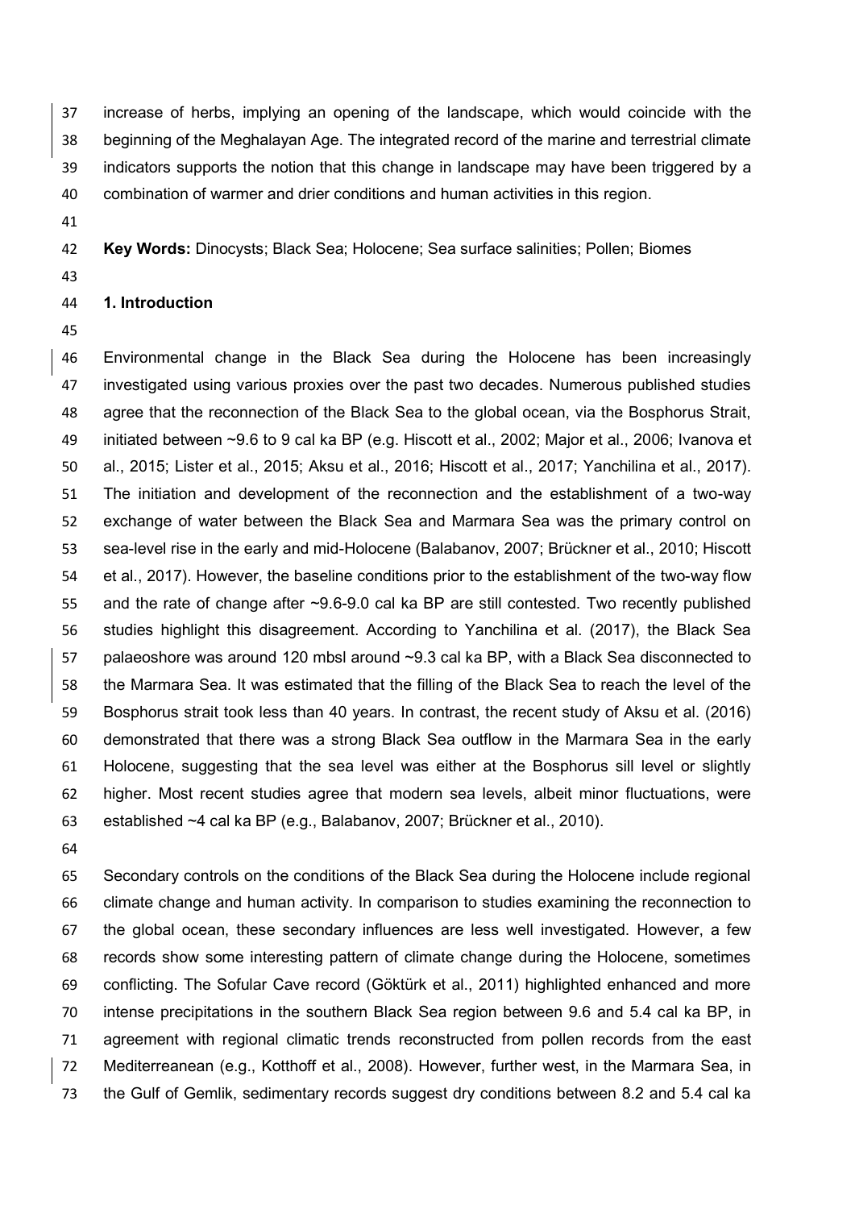increase of herbs, implying an opening of the landscape, which would coincide with the beginning of the Meghalayan Age. The integrated record of the marine and terrestrial climate indicators supports the notion that this change in landscape may have been triggered by a combination of warmer and drier conditions and human activities in this region.

**Key Words:** Dinocysts; Black Sea; Holocene; Sea surface salinities; Pollen; Biomes

## 1. Introduction

Environmental change in the Black Sea during the Holocene has been increasingly investigated using various proxies over the past two decades. Numerous published studies agree that the reconnection of the Black Sea to the global ocean, via the Bosphorus Strait, initiated between ~9.6 to 9 cal ka BP (e.g. Hiscott et al., 2002; Major et al., 2006; Ivanova et al., 2015; Lister et al., 2015; Aksu et al., 2016; Hiscott et al., 2017; Yanchilina et al., 2017). The initiation and development of the reconnection and the establishment of a two-way exchange of water between the Black Sea and Marmara Sea was the primary control on sea-level rise in the early and mid-Holocene (Balabanov, 2007; Brückner et al., 2010; Hiscott et al., 2017). However, the baseline conditions prior to the establishment of the two-way flow and the rate of change after ~9.6-9.0 cal ka BP are still contested. Two recently published studies highlight this disagreement. According to Yanchilina et al. (2017), the Black Sea palaeoshore was around 120 mbsl around ~9.3 cal ka BP, with a Black Sea disconnected to the Marmara Sea. It was estimated that the filling of the Black Sea to reach the level of the Bosphorus strait took less than 40 years. In contrast, the recent study of Aksu et al. (2016) demonstrated that there was a strong Black Sea outflow in the Marmara Sea in the early Holocene, suggesting that the sea level was either at the Bosphorus sill level or slightly higher. Most recent studies agree that modern sea levels, albeit minor fluctuations, were established ~4 cal ka BP (e.g., Balabanov, 2007; Brückner et al., 2010).

Secondary controls on the conditions of the Black Sea during the Holocene include regional climate change and human activity. In comparison to studies examining the reconnection to the global ocean, these secondary influences are less well investigated. However, a few records show some interesting pattern of climate change during the Holocene, sometimes conflicting. The Sofular Cave record (Göktürk et al., 2011) highlighted enhanced and more intense precipitations in the southern Black Sea region between 9.6 and 5.4 cal ka BP, in agreement with regional climatic trends reconstructed from pollen records from the east Mediterreanean (e.g., Kotthoff et al., 2008). However, further west, in the Marmara Sea, in the Gulf of Gemlik, sedimentary records suggest dry conditions between 8.2 and 5.4 cal ka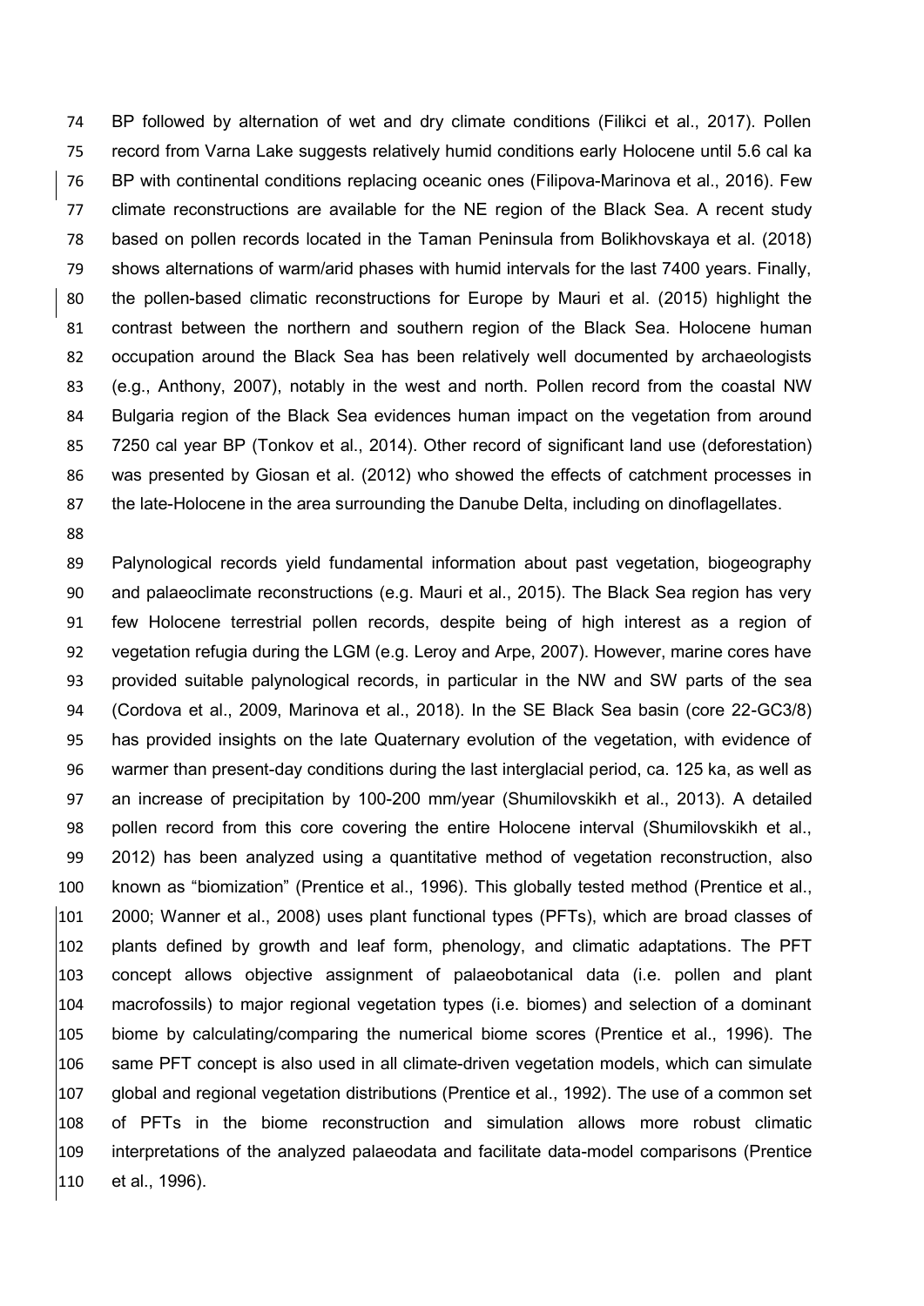BP followed by alternation of wet and dry climate conditions (Filikci et al., 2017). Pollen record from Varna Lake suggests relatively humid conditions early Holocene until 5.6 cal ka BP with continental conditions replacing oceanic ones (Filipova-Marinova et al., 2016). Few climate reconstructions are available for the NE region of the Black Sea. A recent study based on pollen records located in the Taman Peninsula from Bolikhovskaya et al. (2018) shows alternations of warm/arid phases with humid intervals for the last 7400 years. Finally, the pollen-based climatic reconstructions for Europe by Mauri et al. (2015) highlight the contrast between the northern and southern region of the Black Sea. Holocene human occupation around the Black Sea has been relatively well documented by archaeologists (e.g., Anthony, 2007), notably in the west and north. Pollen record from the coastal NW Bulgaria region of the Black Sea evidences human impact on the vegetation from around 7250 cal year BP (Tonkov et al., 2014). Other record of significant land use (deforestation) was presented by Giosan et al. (2012) who showed the effects of catchment processes in the late-Holocene in the area surrounding the Danube Delta, including on dinoflagellates.

Palynological records yield fundamental information about past vegetation, biogeography and palaeoclimate reconstructions (e.g. Mauri et al., 2015). The Black Sea region has very few Holocene terrestrial pollen records, despite being of high interest as a region of vegetation refugia during the LGM (e.g. Leroy and Arpe, 2007). However, marine cores have provided suitable palynological records, in particular in the NW and SW parts of the sea (Cordova et al., 2009, Marinova et al., 2018). In the SE Black Sea basin (core 22-GC3/8) has provided insights on the late Quaternary evolution of the vegetation, with evidence of warmer than present-day conditions during the last interglacial period, ca. 125 ka, as well as an increase of precipitation by 100-200 mm/year (Shumilovskikh et al., 2013). A detailed pollen record from this core covering the entire Holocene interval (Shumilovskikh et al., 2012) has been analyzed using a quantitative method of vegetation reconstruction, also known as "biomization" (Prentice et al., 1996). This globally tested method (Prentice et al., 2000; Wanner et al., 2008) uses plant functional types (PFTs), which are broad classes of plants defined by growth and leaf form, phenology, and climatic adaptations. The PFT concept allows objective assignment of palaeobotanical data (i.e. pollen and plant macrofossils) to major regional vegetation types (i.e. biomes) and selection of a dominant biome by calculating/comparing the numerical biome scores (Prentice et al., 1996). The same PFT concept is also used in all climate-driven vegetation models, which can simulate global and regional vegetation distributions (Prentice et al., 1992). The use of a common set of PFTs in the biome reconstruction and simulation allows more robust climatic interpretations of the analyzed palaeodata and facilitate data-model comparisons (Prentice et al., 1996).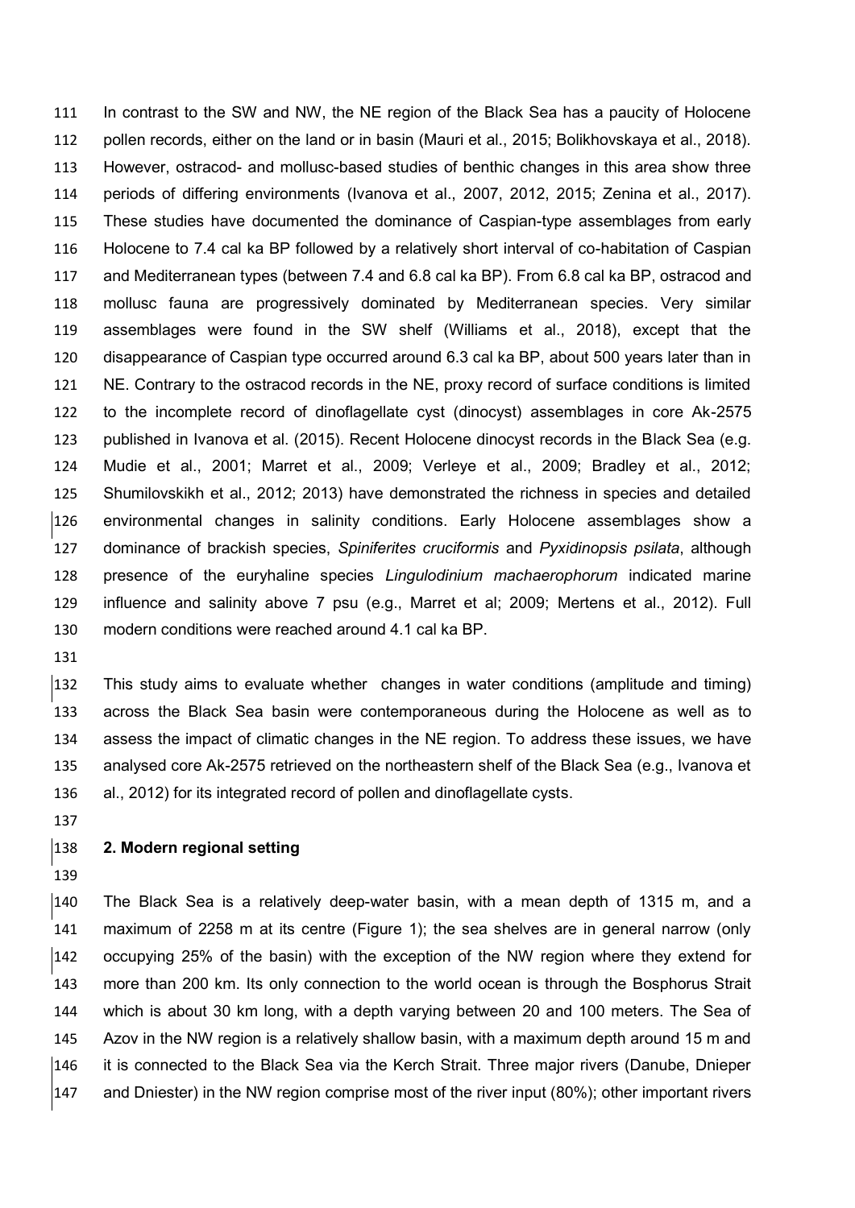In contrast to the SW and NW, the NE region of the Black Sea has a paucity of Holocene pollen records, either on the land or in basin (Mauri et al., 2015; Bolikhovskaya et al., 2018). However, ostracod- and mollusc-based studies of benthic changes in this area show three periods of differing environments (Ivanova et al., 2007, 2012, 2015; Zenina et al., 2017). These studies have documented the dominance of Caspian-type assemblages from early Holocene to 7.4 cal ka BP followed by a relatively short interval of co-habitation of Caspian and Mediterranean types (between 7.4 and 6.8 cal ka BP). From 6.8 cal ka BP, ostracod and mollusc fauna are progressively dominated by Mediterranean species. Very similar assemblages were found in the SW shelf (Williams et al., 2018), except that the disappearance of Caspian type occurred around 6.3 cal ka BP, about 500 years later than in NE. Contrary to the ostracod records in the NE, proxy record of surface conditions is limited to the incomplete record of dinoflagellate cyst (dinocyst) assemblages in core Ak-2575 published in Ivanova et al. (2015). Recent Holocene dinocyst records in the Black Sea (e.g. Mudie et al., 2001; Marret et al., 2009; Verleye et al., 2009; Bradley et al., 2012; Shumilovskikh et al., 2012; 2013) have demonstrated the richness in species and detailed environmental changes in salinity conditions. Early Holocene assemblages show a dominance of brackish species, *Spiniferites cruciformis* and *Pyxidinopsis psilata*, although presence of the euryhaline species *Lingulodinium machaerophorum* indicated marine influence and salinity above 7 psu (e.g., Marret et al; 2009; Mertens et al., 2012). Full modern conditions were reached around 4.1 cal ka BP.

This study aims to evaluate whether changes in water conditions (amplitude and timing) across the Black Sea basin were contemporaneous during the Holocene as well as to assess the impact of climatic changes in the NE region. To address these issues, we have analysed core Ak-2575 retrieved on the northeastern shelf of the Black Sea (e.g., Ivanova et al., 2012) for its integrated record of pollen and dinoflagellate cysts.

## 2. Modern regional setting

The Black Sea is a relatively deep-water basin, with a mean depth of 1315 m, and a maximum of 2258 m at its centre (Figure 1); the sea shelves are in general narrow (only occupying 25% of the basin) with the exception of the NW region where they extend for more than 200 km. Its only connection to the world ocean is through the Bosphorus Strait which is about 30 km long, with a depth varying between 20 and 100 meters. The Sea of Azov in the NW region is a relatively shallow basin, with a maximum depth around 15 m and it is connected to the Black Sea via the Kerch Strait. Three major rivers (Danube, Dnieper and Dniester) in the NW region comprise most of the river input (80%); other important rivers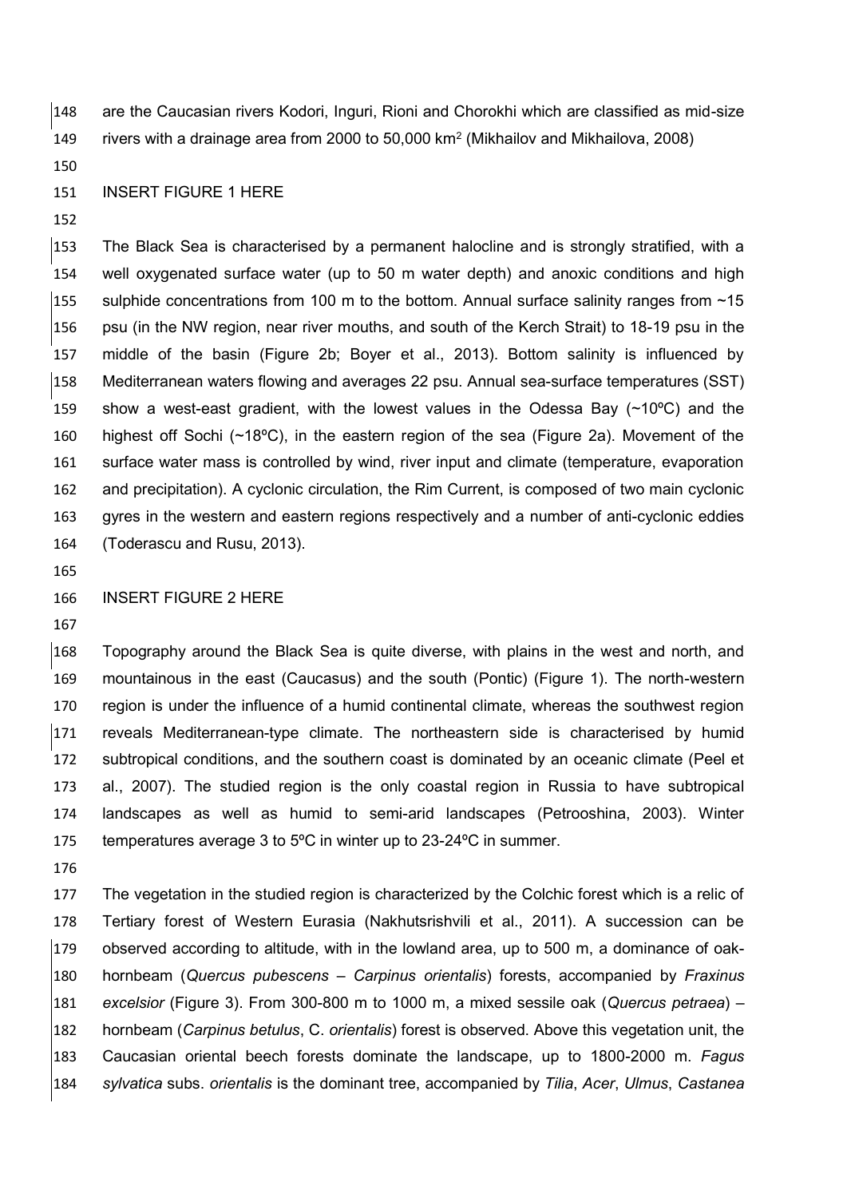are the Caucasian rivers Kodori, Inguri, Rioni and Chorokhi which are classified as mid-size rivers with a drainage area from 2000 to 50,000 km$^2$ (Mikhailov and Mikhailova, 2008)

INSERT FIGURE 1 HERE

The Black Sea is characterised by a permanent halocline and is strongly stratified, with a well oxygenated surface water (up to 50 m water depth) and anoxic conditions and high sulphide concentrations from 100 m to the bottom. Annual surface salinity ranges from ~15 psu (in the NW region, near river mouths, and south of the Kerch Strait) to 18-19 psu in the middle of the basin (Figure 2b; Boyer et al., 2013). Bottom salinity is influenced by Mediterranean waters flowing and averages 22 psu. Annual sea-surface temperatures (SST) show a west-east gradient, with the lowest values in the Odessa Bay (~10ºC) and the highest off Sochi (~18ºC), in the eastern region of the sea (Figure 2a). Movement of the surface water mass is controlled by wind, river input and climate (temperature, evaporation and precipitation). A cyclonic circulation, the Rim Current, is composed of two main cyclonic gyres in the western and eastern regions respectively and a number of anti-cyclonic eddies (Toderascu and Rusu, 2013).

INSERT FIGURE 2 HERE

Topography around the Black Sea is quite diverse, with plains in the west and north, and mountainous in the east (Caucasus) and the south (Pontic) (Figure 1). The north-western region is under the influence of a humid continental climate, whereas the southwest region reveals Mediterranean-type climate. The northeastern side is characterised by humid subtropical conditions, and the southern coast is dominated by an oceanic climate (Peel et al., 2007). The studied region is the only coastal region in Russia to have subtropical landscapes as well as humid to semi-arid landscapes (Petrooshina, 2003). Winter temperatures average 3 to 5ºC in winter up to 23-24ºC in summer.

The vegetation in the studied region is characterized by the Colchic forest which is a relic of Tertiary forest of Western Eurasia (Nakhutsrishvili et al., 2011). A succession can be observed according to altitude, with in the lowland area, up to 500 m, a dominance of oak-hornbeam (*Quercus pubescens* – *Carpinus orientalis*) forests, accompanied by *Fraxinus excelsior* (Figure 3). From 300-800 m to 1000 m, a mixed sessile oak (*Quercus petraea*) – hornbeam (*Carpinus betulus*, C. *orientalis*) forest is observed. Above this vegetation unit, the Caucasian oriental beech forests dominate the landscape, up to 1800-2000 m. *Fagus sylvatica* subs. *orientalis* is the dominant tree, accompanied by *Tilia*, *Acer*, *Ulmus*, *Castanea*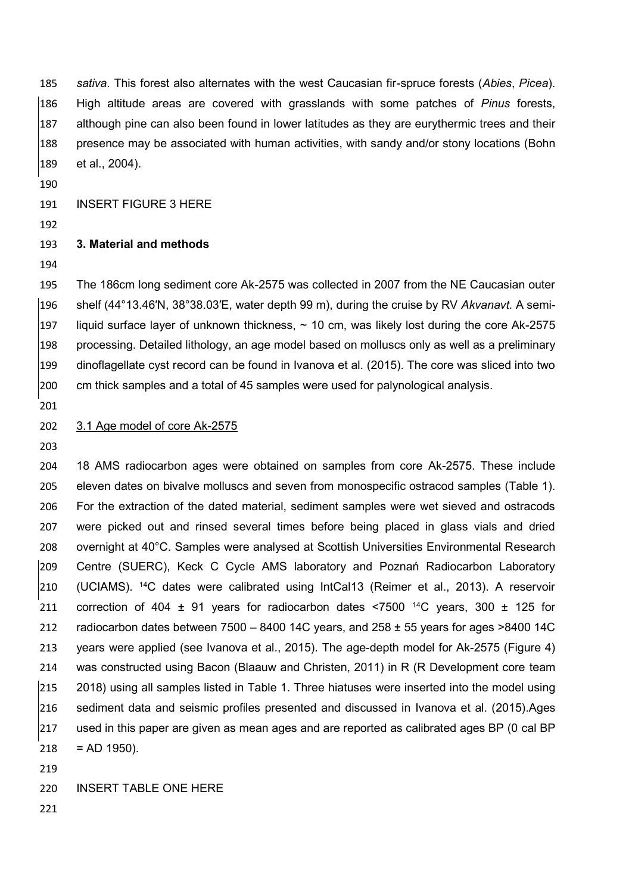*sativa*. This forest also alternates with the west Caucasian fir-spruce forests (*Abies*, *Picea*). High altitude areas are covered with grasslands with some patches of *Pinus* forests, although pine can also been found in lower latitudes as they are eurythermic trees and their presence may be associated with human activities, with sandy and/or stony locations (Bohn et al., 2004).

INSERT FIGURE 3 HERE

## 3. Material and methods

The 186cm long sediment core Ak-2575 was collected in 2007 from the NE Caucasian outer shelf (44°13.46′N, 38°38.03′E, water depth 99 m), during the cruise by RV *Akvanavt*. A semi-liquid surface layer of unknown thickness, ~ 10 cm, was likely lost during the core Ak-2575 processing. Detailed lithology, an age model based on molluscs only as well as a preliminary dinoflagellate cyst record can be found in Ivanova et al. (2015). The core was sliced into two cm thick samples and a total of 45 samples were used for palynological analysis.

### 3.1 Age model of core Ak-2575

18 AMS radiocarbon ages were obtained on samples from core Ak-2575. These include eleven dates on bivalve molluscs and seven from monospecific ostracod samples (Table 1). For the extraction of the dated material, sediment samples were wet sieved and ostracods were picked out and rinsed several times before being placed in glass vials and dried overnight at 40°C. Samples were analysed at Scottish Universities Environmental Research Centre (SUERC), Keck C Cycle AMS laboratory and Poznań Radiocarbon Laboratory (UCIAMS). $^{14}$C dates were calibrated using IntCal13 (Reimer et al., 2013). A reservoir correction of 404 ± 91 years for radiocarbon dates <7500 $^{14}$C years, 300 ± 125 for radiocarbon dates between 7500 – 8400 14C years, and 258 ± 55 years for ages >8400 14C years were applied (see Ivanova et al., 2015). The age-depth model for Ak-2575 (Figure 4) was constructed using Bacon (Blaauw and Christen, 2011) in R (R Development core team 2018) using all samples listed in Table 1. Three hiatuses were inserted into the model using sediment data and seismic profiles presented and discussed in Ivanova et al. (2015).Ages used in this paper are given as mean ages and are reported as calibrated ages BP (0 cal BP = AD 1950).

INSERT TABLE ONE HERE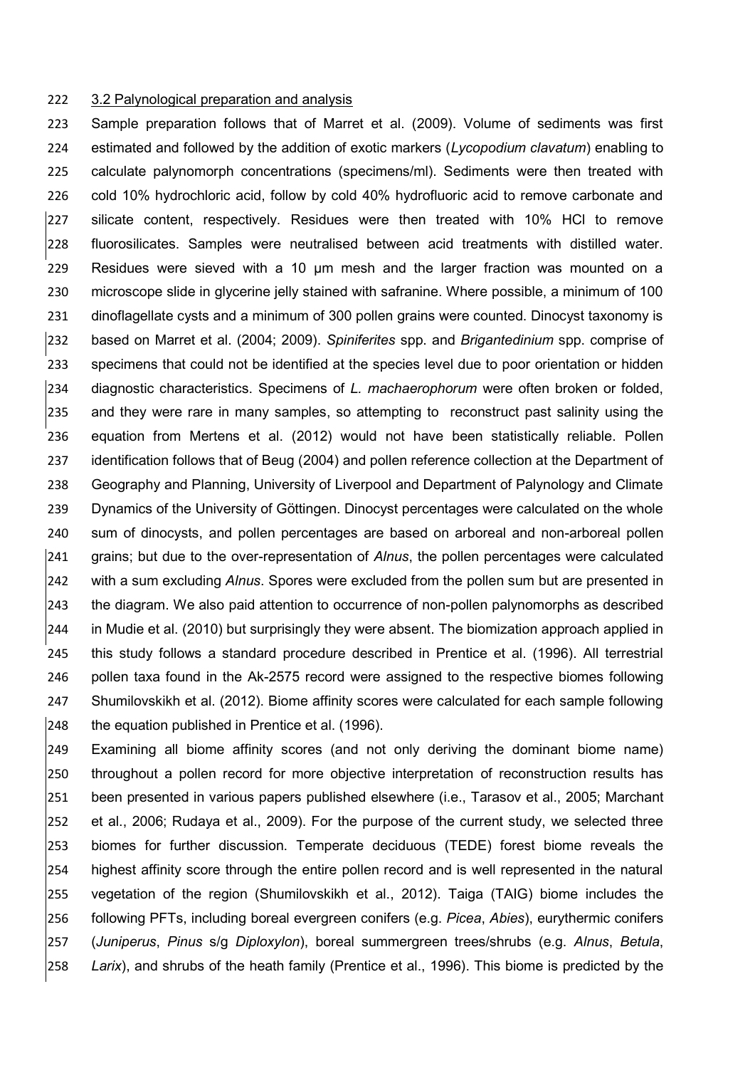3.2 Palynological preparation and analysis

Sample preparation follows that of Marret et al. (2009). Volume of sediments was first estimated and followed by the addition of exotic markers (*Lycopodium clavatum*) enabling to calculate palynomorph concentrations (specimens/ml). Sediments were then treated with cold 10% hydrochloric acid, follow by cold 40% hydrofluoric acid to remove carbonate and silicate content, respectively. Residues were then treated with 10% HCl to remove fluorosilicates. Samples were neutralised between acid treatments with distilled water. Residues were sieved with a 10 µm mesh and the larger fraction was mounted on a microscope slide in glycerine jelly stained with safranine. Where possible, a minimum of 100 dinoflagellate cysts and a minimum of 300 pollen grains were counted. Dinocyst taxonomy is based on Marret et al. (2004; 2009). *Spiniferites* spp. and *Brigantedinium* spp. comprise of specimens that could not be identified at the species level due to poor orientation or hidden diagnostic characteristics. Specimens of *L. machaerophorum* were often broken or folded, and they were rare in many samples, so attempting to reconstruct past salinity using the equation from Mertens et al. (2012) would not have been statistically reliable. Pollen identification follows that of Beug (2004) and pollen reference collection at the Department of Geography and Planning, University of Liverpool and Department of Palynology and Climate Dynamics of the University of Göttingen. Dinocyst percentages were calculated on the whole sum of dinocysts, and pollen percentages are based on arboreal and non-arboreal pollen grains; but due to the over-representation of *Alnus*, the pollen percentages were calculated with a sum excluding *Alnus*. Spores were excluded from the pollen sum but are presented in the diagram. We also paid attention to occurrence of non-pollen palynomorphs as described in Mudie et al. (2010) but surprisingly they were absent. The biomization approach applied in this study follows a standard procedure described in Prentice et al. (1996). All terrestrial pollen taxa found in the Ak-2575 record were assigned to the respective biomes following Shumilovskikh et al. (2012). Biome affinity scores were calculated for each sample following the equation published in Prentice et al. (1996).

Examining all biome affinity scores (and not only deriving the dominant biome name) throughout a pollen record for more objective interpretation of reconstruction results has been presented in various papers published elsewhere (i.e., Tarasov et al., 2005; Marchant et al., 2006; Rudaya et al., 2009). For the purpose of the current study, we selected three biomes for further discussion. Temperate deciduous (TEDE) forest biome reveals the highest affinity score through the entire pollen record and is well represented in the natural vegetation of the region (Shumilovskikh et al., 2012). Taiga (TAIG) biome includes the following PFTs, including boreal evergreen conifers (e.g. *Picea*, *Abies*), eurythermic conifers (*Juniperus*, *Pinus* s/g *Diploxylon*), boreal summergreen trees/shrubs (e.g. *Alnus*, *Betula*, *Larix*), and shrubs of the heath family (Prentice et al., 1996). This biome is predicted by the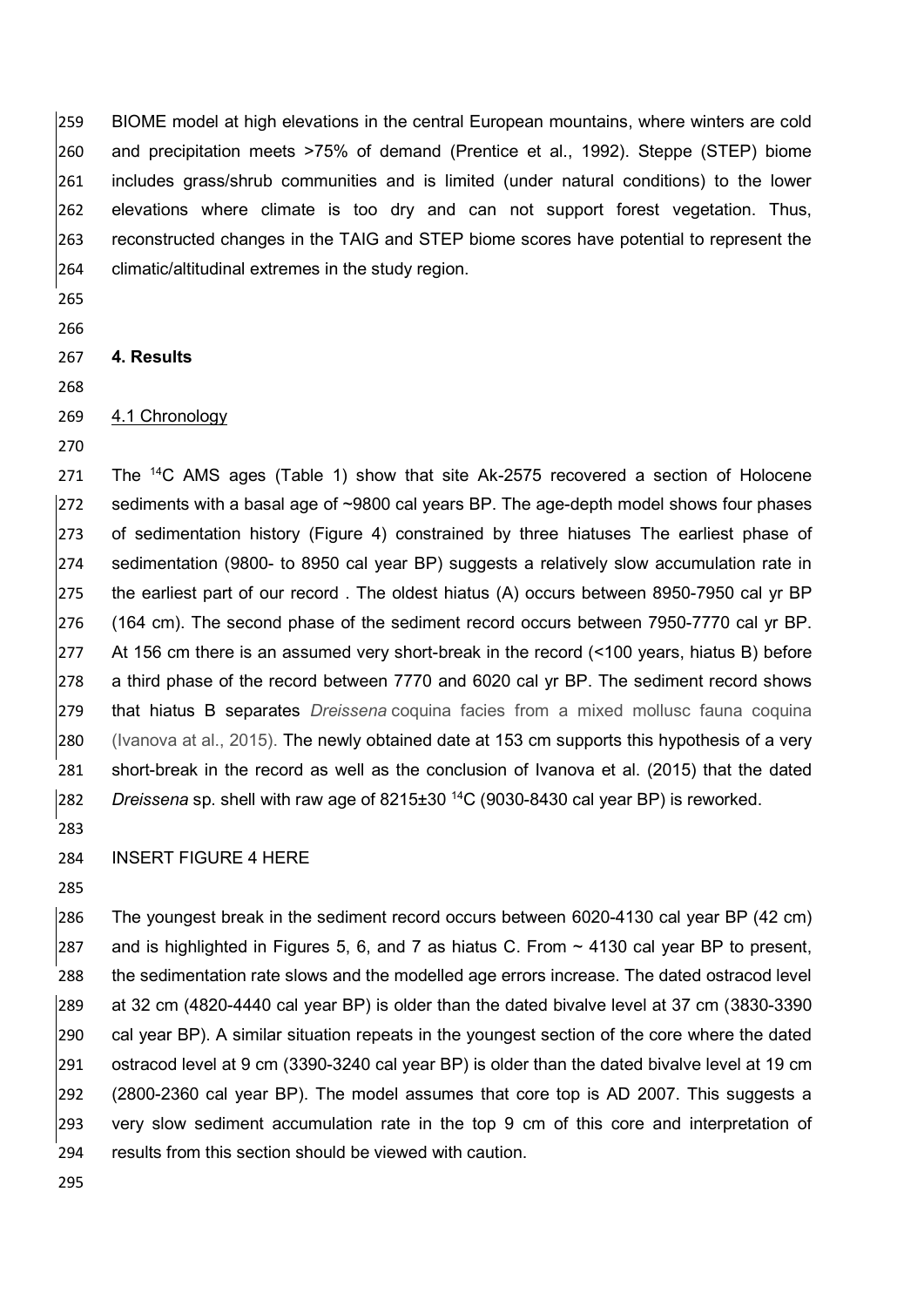BIOME model at high elevations in the central European mountains, where winters are cold and precipitation meets >75% of demand (Prentice et al., 1992). Steppe (STEP) biome includes grass/shrub communities and is limited (under natural conditions) to the lower elevations where climate is too dry and can not support forest vegetation. Thus, reconstructed changes in the TAIG and STEP biome scores have potential to represent the climatic/altitudinal extremes in the study region.

## 4. Results

### 4.1 Chronology

The $^{14}C$ AMS ages (Table 1) show that site Ak-2575 recovered a section of Holocene sediments with a basal age of ~9800 cal years BP. The age-depth model shows four phases of sedimentation history (Figure 4) constrained by three hiatuses The earliest phase of sedimentation (9800- to 8950 cal year BP) suggests a relatively slow accumulation rate in the earliest part of our record . The oldest hiatus (A) occurs between 8950-7950 cal yr BP (164 cm). The second phase of the sediment record occurs between 7950-7770 cal yr BP. At 156 cm there is an assumed very short-break in the record (<100 years, hiatus B) before a third phase of the record between 7770 and 6020 cal yr BP. The sediment record shows that hiatus B separates *Dreissena* coquina facies from a mixed mollusc fauna coquina (Ivanova at al., 2015). The newly obtained date at 153 cm supports this hypothesis of a very short-break in the record as well as the conclusion of Ivanova et al. (2015) that the dated *Dreissena* sp. shell with raw age of 8215±30 $^{14}C$ (9030-8430 cal year BP) is reworked.

INSERT FIGURE 4 HERE

The youngest break in the sediment record occurs between 6020-4130 cal year BP (42 cm) and is highlighted in Figures 5, 6, and 7 as hiatus C. From ~ 4130 cal year BP to present, the sedimentation rate slows and the modelled age errors increase. The dated ostracod level at 32 cm (4820-4440 cal year BP) is older than the dated bivalve level at 37 cm (3830-3390 cal year BP). A similar situation repeats in the youngest section of the core where the dated ostracod level at 9 cm (3390-3240 cal year BP) is older than the dated bivalve level at 19 cm (2800-2360 cal year BP). The model assumes that core top is AD 2007. This suggests a very slow sediment accumulation rate in the top 9 cm of this core and interpretation of results from this section should be viewed with caution.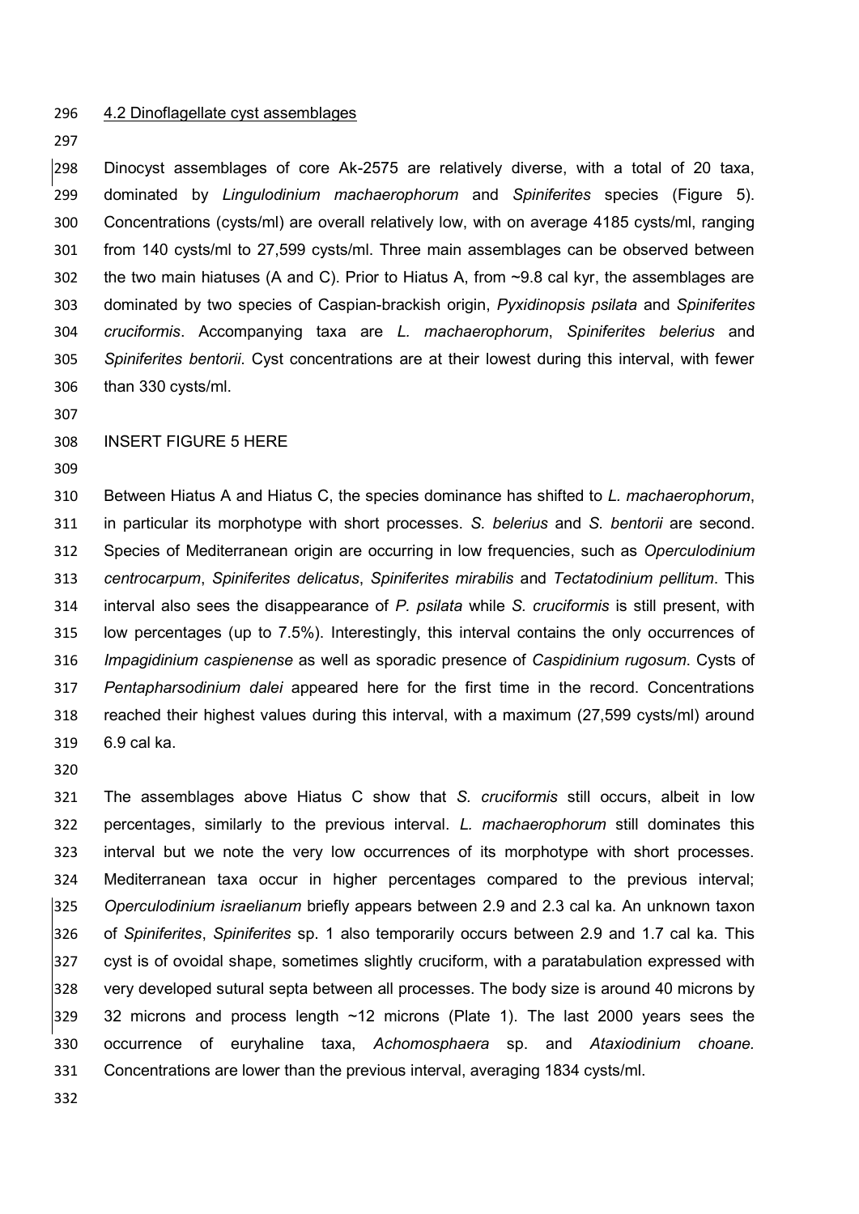### 4.2 Dinoflagellate cyst assemblages

Dinocyst assemblages of core Ak-2575 are relatively diverse, with a total of 20 taxa, dominated by *Lingulodinium machaerophorum* and *Spiniferites* species (Figure 5). Concentrations (cysts/ml) are overall relatively low, with on average 4185 cysts/ml, ranging from 140 cysts/ml to 27,599 cysts/ml. Three main assemblages can be observed between the two main hiatuses (A and C). Prior to Hiatus A, from ~9.8 cal kyr, the assemblages are dominated by two species of Caspian-brackish origin, *Pyxidinopsis psilata* and *Spiniferites cruciformis*. Accompanying taxa are *L. machaerophorum*, *Spiniferites belerius* and *Spiniferites bentorii*. Cyst concentrations are at their lowest during this interval, with fewer than 330 cysts/ml.

INSERT FIGURE 5 HERE

Between Hiatus A and Hiatus C, the species dominance has shifted to *L. machaerophorum*, in particular its morphotype with short processes. *S. belerius* and *S. bentorii* are second. Species of Mediterranean origin are occurring in low frequencies, such as *Operculodinium centrocarpum*, *Spiniferites delicatus*, *Spiniferites mirabilis* and *Tectatodinium pellitum*. This interval also sees the disappearance of *P. psilata* while *S. cruciformis* is still present, with low percentages (up to 7.5%). Interestingly, this interval contains the only occurrences of *Impagidinium caspienense* as well as sporadic presence of *Caspidinium rugosum*. Cysts of *Pentapharsodinium dalei* appeared here for the first time in the record. Concentrations reached their highest values during this interval, with a maximum (27,599 cysts/ml) around 6.9 cal ka.

The assemblages above Hiatus C show that *S. cruciformis* still occurs, albeit in low percentages, similarly to the previous interval. *L. machaerophorum* still dominates this interval but we note the very low occurrences of its morphotype with short processes. Mediterranean taxa occur in higher percentages compared to the previous interval; *Operculodinium israelianum* briefly appears between 2.9 and 2.3 cal ka. An unknown taxon of *Spiniferites*, *Spiniferites* sp. 1 also temporarily occurs between 2.9 and 1.7 cal ka. This cyst is of ovoidal shape, sometimes slightly cruciform, with a paratabulation expressed with very developed sutural septa between all processes. The body size is around 40 microns by 32 microns and process length ~12 microns (Plate 1). The last 2000 years sees the occurrence of euryhaline taxa, *Achomosphaera* sp. and *Ataxiodinium choane.* Concentrations are lower than the previous interval, averaging 1834 cysts/ml.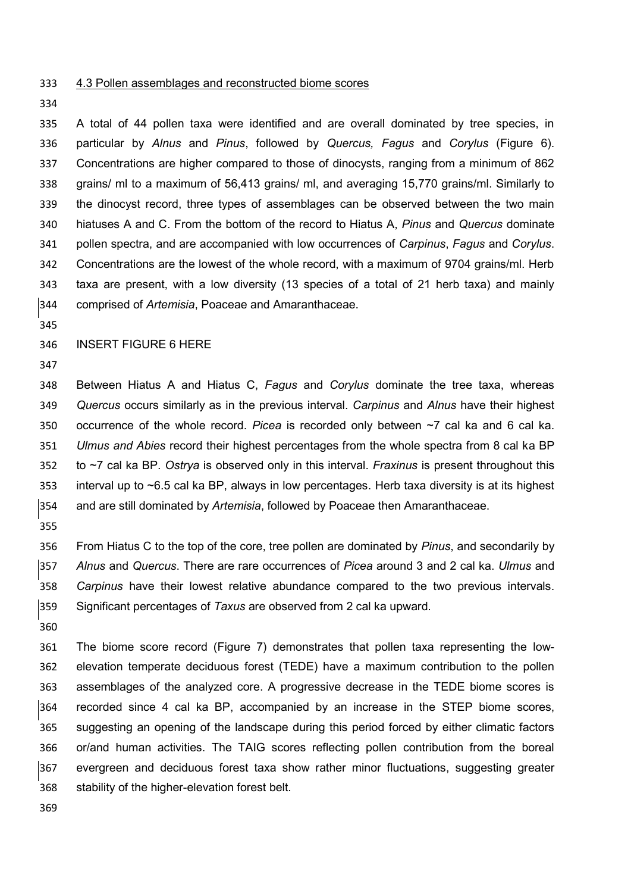## 4.3 Pollen assemblages and reconstructed biome scores

A total of 44 pollen taxa were identified and are overall dominated by tree species, in particular by *Alnus* and *Pinus*, followed by *Quercus, Fagus* and *Corylus* (Figure 6). Concentrations are higher compared to those of dinocysts, ranging from a minimum of 862 grains/ ml to a maximum of 56,413 grains/ ml, and averaging 15,770 grains/ml. Similarly to the dinocyst record, three types of assemblages can be observed between the two main hiatuses A and C. From the bottom of the record to Hiatus A, *Pinus* and *Quercus* dominate pollen spectra, and are accompanied with low occurrences of *Carpinus*, *Fagus* and *Corylus*. Concentrations are the lowest of the whole record, with a maximum of 9704 grains/ml. Herb taxa are present, with a low diversity (13 species of a total of 21 herb taxa) and mainly comprised of *Artemisia*, Poaceae and Amaranthaceae.

INSERT FIGURE 6 HERE

Between Hiatus A and Hiatus C, *Fagus* and *Corylus* dominate the tree taxa, whereas *Quercus* occurs similarly as in the previous interval. *Carpinus* and *Alnus* have their highest occurrence of the whole record. *Picea* is recorded only between ~7 cal ka and 6 cal ka. *Ulmus and Abies* record their highest percentages from the whole spectra from 8 cal ka BP to ~7 cal ka BP. *Ostrya* is observed only in this interval. *Fraxinus* is present throughout this interval up to ~6.5 cal ka BP, always in low percentages. Herb taxa diversity is at its highest and are still dominated by *Artemisia*, followed by Poaceae then Amaranthaceae.

From Hiatus C to the top of the core, tree pollen are dominated by *Pinus*, and secondarily by *Alnus* and *Quercus*. There are rare occurrences of *Picea* around 3 and 2 cal ka. *Ulmus* and *Carpinus* have their lowest relative abundance compared to the two previous intervals. Significant percentages of *Taxus* are observed from 2 cal ka upward.

The biome score record (Figure 7) demonstrates that pollen taxa representing the low-elevation temperate deciduous forest (TEDE) have a maximum contribution to the pollen assemblages of the analyzed core. A progressive decrease in the TEDE biome scores is recorded since 4 cal ka BP, accompanied by an increase in the STEP biome scores, suggesting an opening of the landscape during this period forced by either climatic factors or/and human activities. The TAIG scores reflecting pollen contribution from the boreal evergreen and deciduous forest taxa show rather minor fluctuations, suggesting greater stability of the higher-elevation forest belt.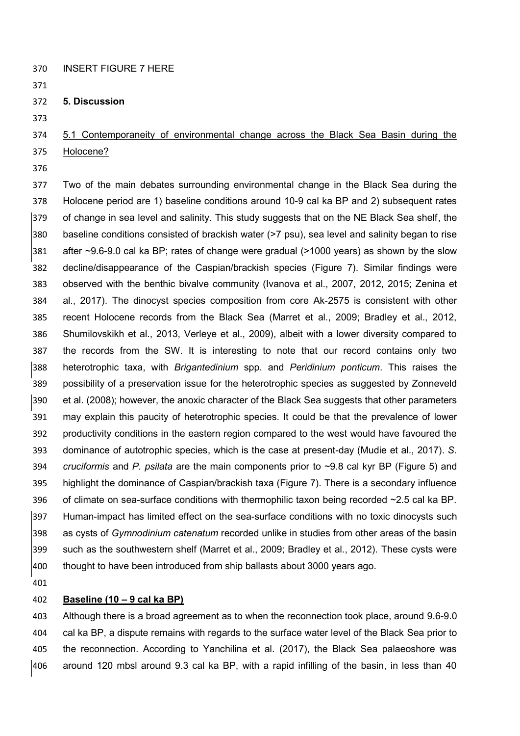INSERT FIGURE 7 HERE

## 5. Discussion

### 5.1 Contemporaneity of environmental change across the Black Sea Basin during the Holocene?

Two of the main debates surrounding environmental change in the Black Sea during the Holocene period are 1) baseline conditions around 10-9 cal ka BP and 2) subsequent rates of change in sea level and salinity. This study suggests that on the NE Black Sea shelf, the baseline conditions consisted of brackish water (>7 psu), sea level and salinity began to rise after ~9.6-9.0 cal ka BP; rates of change were gradual (>1000 years) as shown by the slow decline/disappearance of the Caspian/brackish species (Figure 7). Similar findings were observed with the benthic bivalve community (Ivanova et al., 2007, 2012, 2015; Zenina et al., 2017). The dinocyst species composition from core Ak-2575 is consistent with other recent Holocene records from the Black Sea (Marret et al., 2009; Bradley et al., 2012, Shumilovskikh et al., 2013, Verleye et al., 2009), albeit with a lower diversity compared to the records from the SW. It is interesting to note that our record contains only two heterotrophic taxa, with *Brigantedinium* spp. and *Peridinium ponticum*. This raises the possibility of a preservation issue for the heterotrophic species as suggested by Zonneveld et al. (2008); however, the anoxic character of the Black Sea suggests that other parameters may explain this paucity of heterotrophic species. It could be that the prevalence of lower productivity conditions in the eastern region compared to the west would have favoured the dominance of autotrophic species, which is the case at present-day (Mudie et al., 2017). *S. cruciformis* and *P. psilata* are the main components prior to ~9.8 cal kyr BP (Figure 5) and highlight the dominance of Caspian/brackish taxa (Figure 7). There is a secondary influence of climate on sea-surface conditions with thermophilic taxon being recorded ~2.5 cal ka BP. Human-impact has limited effect on the sea-surface conditions with no toxic dinocysts such as cysts of *Gymnodinium catenatum* recorded unlike in studies from other areas of the basin such as the southwestern shelf (Marret et al., 2009; Bradley et al., 2012). These cysts were thought to have been introduced from ship ballasts about 3000 years ago.

**Baseline (10 – 9 cal ka BP)**

Although there is a broad agreement as to when the reconnection took place, around 9.6-9.0 cal ka BP, a dispute remains with regards to the surface water level of the Black Sea prior to the reconnection. According to Yanchilina et al. (2017), the Black Sea palaeoshore was around 120 mbsl around 9.3 cal ka BP, with a rapid infilling of the basin, in less than 40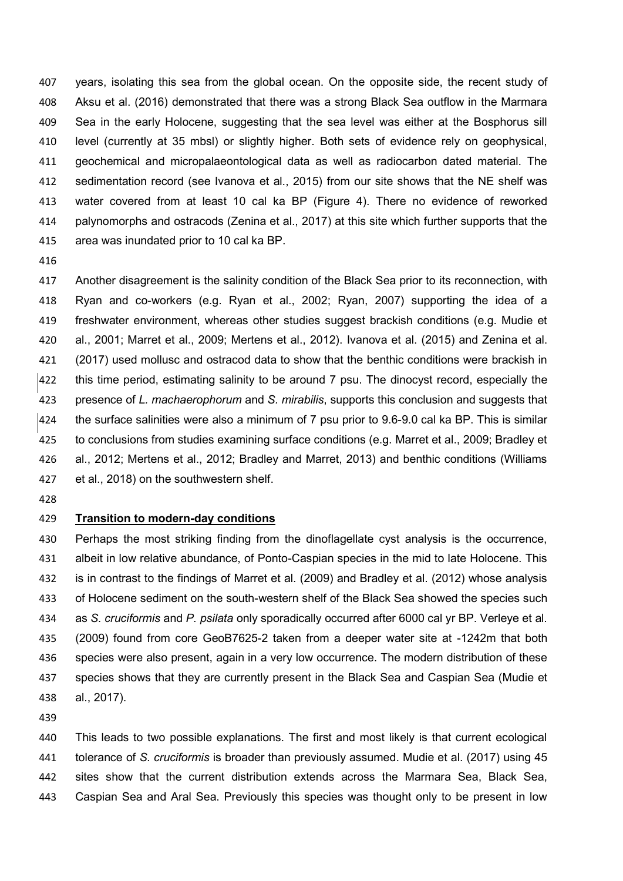years, isolating this sea from the global ocean. On the opposite side, the recent study of Aksu et al. (2016) demonstrated that there was a strong Black Sea outflow in the Marmara Sea in the early Holocene, suggesting that the sea level was either at the Bosphorus sill level (currently at 35 mbsl) or slightly higher. Both sets of evidence rely on geophysical, geochemical and micropalaeontological data as well as radiocarbon dated material. The sedimentation record (see Ivanova et al., 2015) from our site shows that the NE shelf was water covered from at least 10 cal ka BP (Figure 4). There no evidence of reworked palynomorphs and ostracods (Zenina et al., 2017) at this site which further supports that the area was inundated prior to 10 cal ka BP.

Another disagreement is the salinity condition of the Black Sea prior to its reconnection, with Ryan and co-workers (e.g. Ryan et al., 2002; Ryan, 2007) supporting the idea of a freshwater environment, whereas other studies suggest brackish conditions (e.g. Mudie et al., 2001; Marret et al., 2009; Mertens et al., 2012). Ivanova et al. (2015) and Zenina et al. (2017) used mollusc and ostracod data to show that the benthic conditions were brackish in this time period, estimating salinity to be around 7 psu. The dinocyst record, especially the presence of *L. machaerophorum* and *S. mirabilis*, supports this conclusion and suggests that the surface salinities were also a minimum of 7 psu prior to 9.6-9.0 cal ka BP. This is similar to conclusions from studies examining surface conditions (e.g. Marret et al., 2009; Bradley et al., 2012; Mertens et al., 2012; Bradley and Marret, 2013) and benthic conditions (Williams et al., 2018) on the southwestern shelf.

## Transition to modern-day conditions

Perhaps the most striking finding from the dinoflagellate cyst analysis is the occurrence, albeit in low relative abundance, of Ponto-Caspian species in the mid to late Holocene. This is in contrast to the findings of Marret et al. (2009) and Bradley et al. (2012) whose analysis of Holocene sediment on the south-western shelf of the Black Sea showed the species such as *S. cruciformis* and *P. psilata* only sporadically occurred after 6000 cal yr BP. Verleye et al. (2009) found from core GeoB7625-2 taken from a deeper water site at -1242m that both species were also present, again in a very low occurrence. The modern distribution of these species shows that they are currently present in the Black Sea and Caspian Sea (Mudie et al., 2017).

This leads to two possible explanations. The first and most likely is that current ecological tolerance of *S. cruciformis* is broader than previously assumed. Mudie et al. (2017) using 45 sites show that the current distribution extends across the Marmara Sea, Black Sea, Caspian Sea and Aral Sea. Previously this species was thought only to be present in low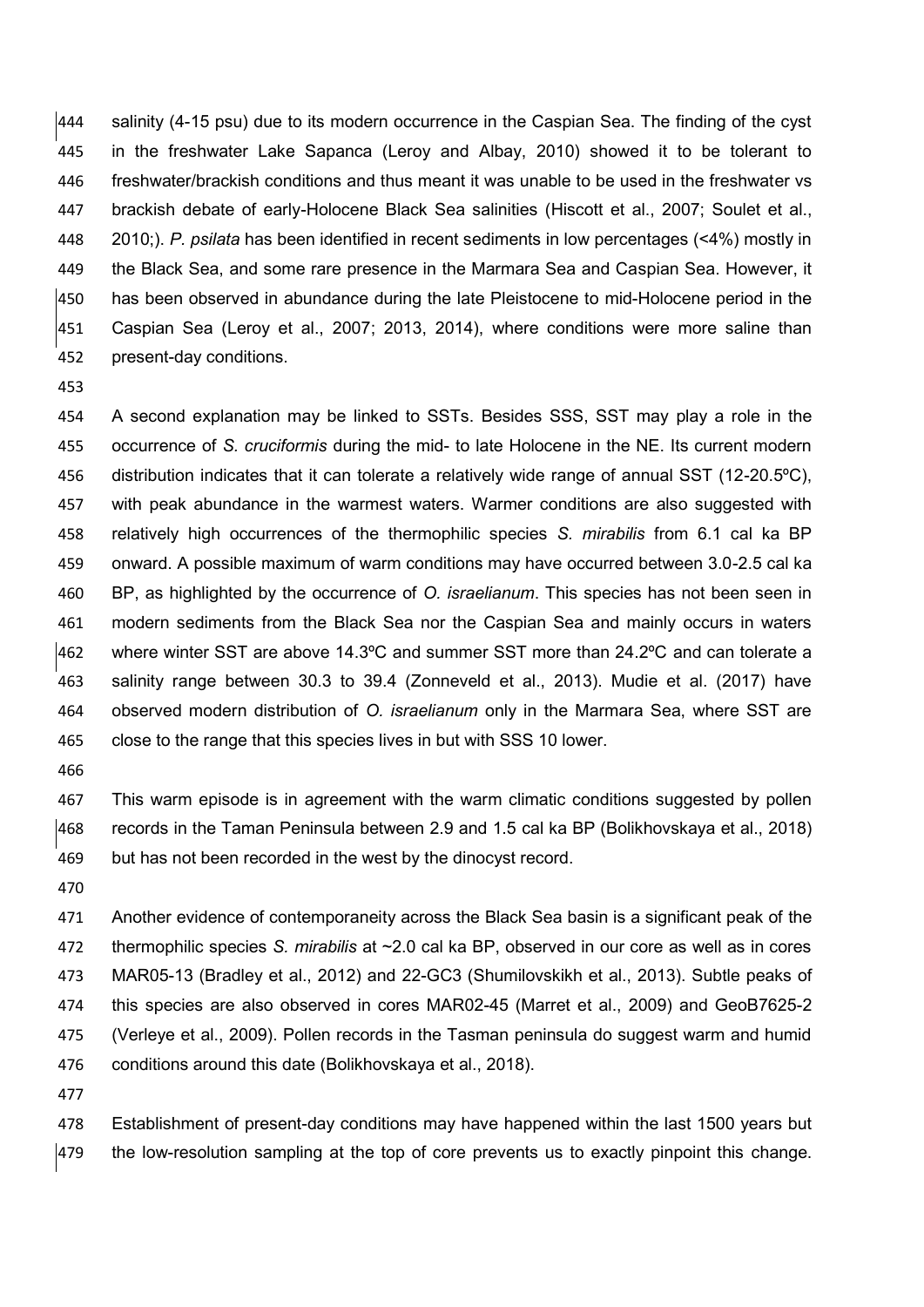salinity (4-15 psu) due to its modern occurrence in the Caspian Sea. The finding of the cyst in the freshwater Lake Sapanca (Leroy and Albay, 2010) showed it to be tolerant to freshwater/brackish conditions and thus meant it was unable to be used in the freshwater vs brackish debate of early-Holocene Black Sea salinities (Hiscott et al., 2007; Soulet et al., 2010;). *P. psilata* has been identified in recent sediments in low percentages (<4%) mostly in the Black Sea, and some rare presence in the Marmara Sea and Caspian Sea. However, it has been observed in abundance during the late Pleistocene to mid-Holocene period in the Caspian Sea (Leroy et al., 2007; 2013, 2014), where conditions were more saline than present-day conditions.

A second explanation may be linked to SSTs. Besides SSS, SST may play a role in the occurrence of *S. cruciformis* during the mid- to late Holocene in the NE. Its current modern distribution indicates that it can tolerate a relatively wide range of annual SST (12-20.5ºC), with peak abundance in the warmest waters. Warmer conditions are also suggested with relatively high occurrences of the thermophilic species *S. mirabilis* from 6.1 cal ka BP onward. A possible maximum of warm conditions may have occurred between 3.0-2.5 cal ka BP, as highlighted by the occurrence of *O. israelianum*. This species has not been seen in modern sediments from the Black Sea nor the Caspian Sea and mainly occurs in waters where winter SST are above 14.3ºC and summer SST more than 24.2ºC and can tolerate a salinity range between 30.3 to 39.4 (Zonneveld et al., 2013). Mudie et al. (2017) have observed modern distribution of *O. israelianum* only in the Marmara Sea, where SST are close to the range that this species lives in but with SSS 10 lower.

This warm episode is in agreement with the warm climatic conditions suggested by pollen records in the Taman Peninsula between 2.9 and 1.5 cal ka BP (Bolikhovskaya et al., 2018) but has not been recorded in the west by the dinocyst record.

Another evidence of contemporaneity across the Black Sea basin is a significant peak of the thermophilic species *S. mirabilis* at ~2.0 cal ka BP, observed in our core as well as in cores MAR05-13 (Bradley et al., 2012) and 22-GC3 (Shumilovskikh et al., 2013). Subtle peaks of this species are also observed in cores MAR02-45 (Marret et al., 2009) and GeoB7625-2 (Verleye et al., 2009). Pollen records in the Tasman peninsula do suggest warm and humid conditions around this date (Bolikhovskaya et al., 2018).

Establishment of present-day conditions may have happened within the last 1500 years but the low-resolution sampling at the top of core prevents us to exactly pinpoint this change.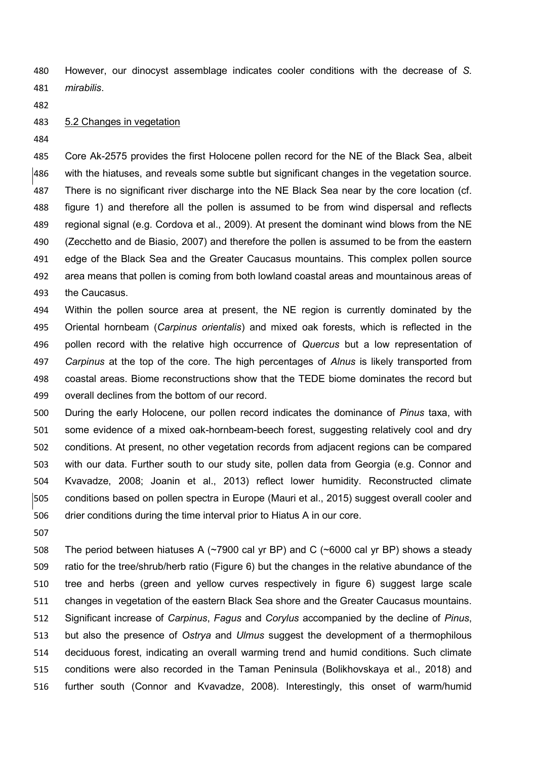However, our dinocyst assemblage indicates cooler conditions with the decrease of *S. mirabilis*.

## 5.2 Changes in vegetation

Core Ak-2575 provides the first Holocene pollen record for the NE of the Black Sea, albeit with the hiatuses, and reveals some subtle but significant changes in the vegetation source. There is no significant river discharge into the NE Black Sea near by the core location (cf. figure 1) and therefore all the pollen is assumed to be from wind dispersal and reflects regional signal (e.g. Cordova et al., 2009). At present the dominant wind blows from the NE (Zecchetto and de Biasio, 2007) and therefore the pollen is assumed to be from the eastern edge of the Black Sea and the Greater Caucasus mountains. This complex pollen source area means that pollen is coming from both lowland coastal areas and mountainous areas of the Caucasus.

Within the pollen source area at present, the NE region is currently dominated by the Oriental hornbeam (*Carpinus orientalis*) and mixed oak forests, which is reflected in the pollen record with the relative high occurrence of *Quercus* but a low representation of *Carpinus* at the top of the core. The high percentages of *Alnus* is likely transported from coastal areas. Biome reconstructions show that the TEDE biome dominates the record but overall declines from the bottom of our record.

During the early Holocene, our pollen record indicates the dominance of *Pinus* taxa, with some evidence of a mixed oak-hornbeam-beech forest, suggesting relatively cool and dry conditions. At present, no other vegetation records from adjacent regions can be compared with our data. Further south to our study site, pollen data from Georgia (e.g. Connor and Kvavadze, 2008; Joanin et al., 2013) reflect lower humidity. Reconstructed climate conditions based on pollen spectra in Europe (Mauri et al., 2015) suggest overall cooler and drier conditions during the time interval prior to Hiatus A in our core.

The period between hiatuses A (~7900 cal yr BP) and C (~6000 cal yr BP) shows a steady ratio for the tree/shrub/herb ratio (Figure 6) but the changes in the relative abundance of the tree and herbs (green and yellow curves respectively in figure 6) suggest large scale changes in vegetation of the eastern Black Sea shore and the Greater Caucasus mountains. Significant increase of *Carpinus*, *Fagus* and *Corylus* accompanied by the decline of *Pinus*, but also the presence of *Ostrya* and *Ulmus* suggest the development of a thermophilous deciduous forest, indicating an overall warming trend and humid conditions. Such climate conditions were also recorded in the Taman Peninsula (Bolikhovskaya et al., 2018) and further south (Connor and Kvavadze, 2008). Interestingly, this onset of warm/humid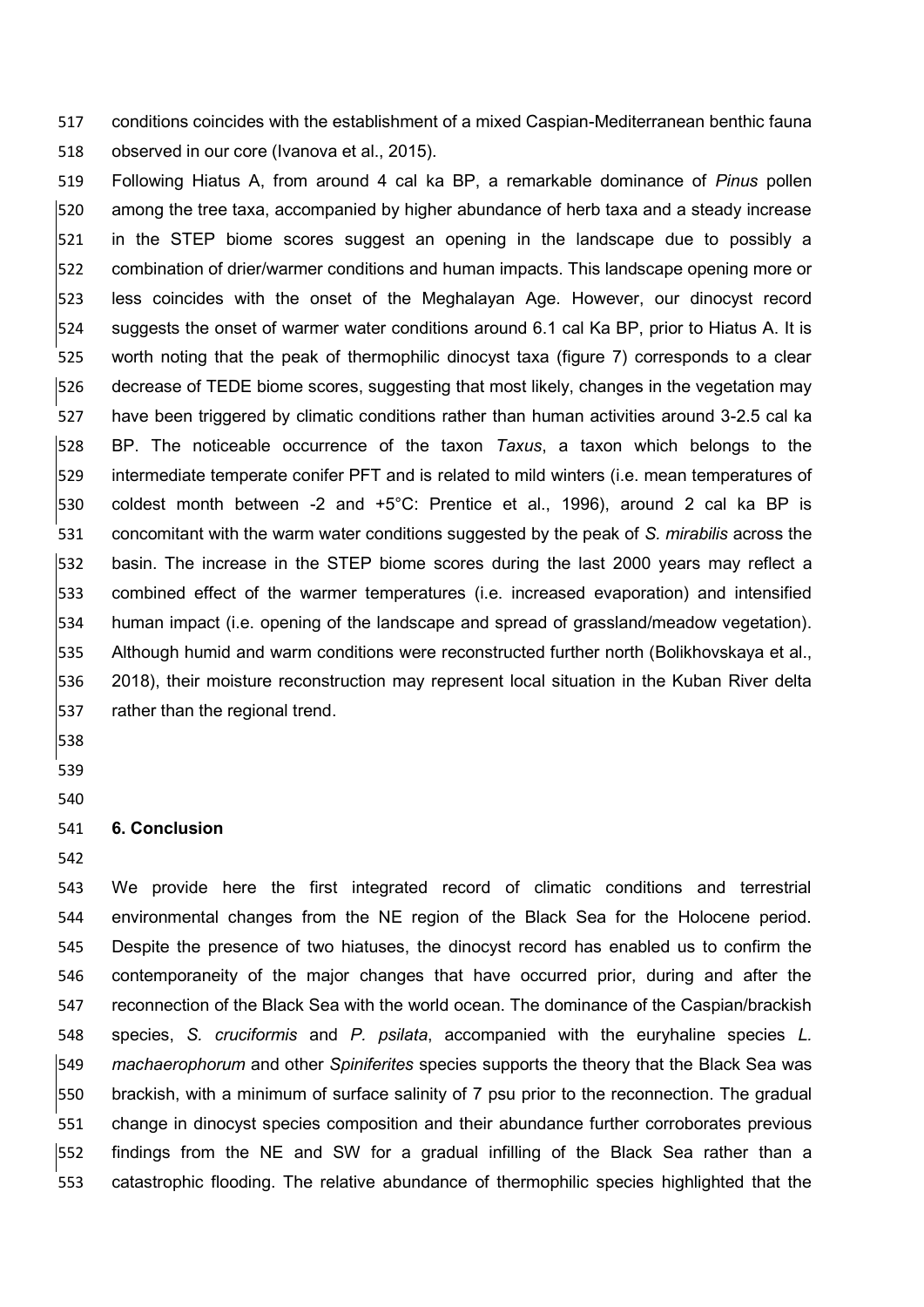conditions coincides with the establishment of a mixed Caspian-Mediterranean benthic fauna observed in our core (Ivanova et al., 2015).

Following Hiatus A, from around 4 cal ka BP, a remarkable dominance of *Pinus* pollen among the tree taxa, accompanied by higher abundance of herb taxa and a steady increase in the STEP biome scores suggest an opening in the landscape due to possibly a combination of drier/warmer conditions and human impacts. This landscape opening more or less coincides with the onset of the Meghalayan Age. However, our dinocyst record suggests the onset of warmer water conditions around 6.1 cal Ka BP, prior to Hiatus A. It is worth noting that the peak of thermophilic dinocyst taxa (figure 7) corresponds to a clear decrease of TEDE biome scores, suggesting that most likely, changes in the vegetation may have been triggered by climatic conditions rather than human activities around 3-2.5 cal ka BP. The noticeable occurrence of the taxon *Taxus*, a taxon which belongs to the intermediate temperate conifer PFT and is related to mild winters (i.e. mean temperatures of coldest month between -2 and +5°C: Prentice et al., 1996), around 2 cal ka BP is concomitant with the warm water conditions suggested by the peak of *S. mirabilis* across the basin. The increase in the STEP biome scores during the last 2000 years may reflect a combined effect of the warmer temperatures (i.e. increased evaporation) and intensified human impact (i.e. opening of the landscape and spread of grassland/meadow vegetation). Although humid and warm conditions were reconstructed further north (Bolikhovskaya et al., 2018), their moisture reconstruction may represent local situation in the Kuban River delta rather than the regional trend.

## 6. Conclusion

We provide here the first integrated record of climatic conditions and terrestrial environmental changes from the NE region of the Black Sea for the Holocene period. Despite the presence of two hiatuses, the dinocyst record has enabled us to confirm the contemporaneity of the major changes that have occurred prior, during and after the reconnection of the Black Sea with the world ocean. The dominance of the Caspian/brackish species, *S. cruciformis* and *P. psilata*, accompanied with the euryhaline species *L. machaerophorum* and other *Spiniferites* species supports the theory that the Black Sea was brackish, with a minimum of surface salinity of 7 psu prior to the reconnection. The gradual change in dinocyst species composition and their abundance further corroborates previous findings from the NE and SW for a gradual infilling of the Black Sea rather than a catastrophic flooding. The relative abundance of thermophilic species highlighted that the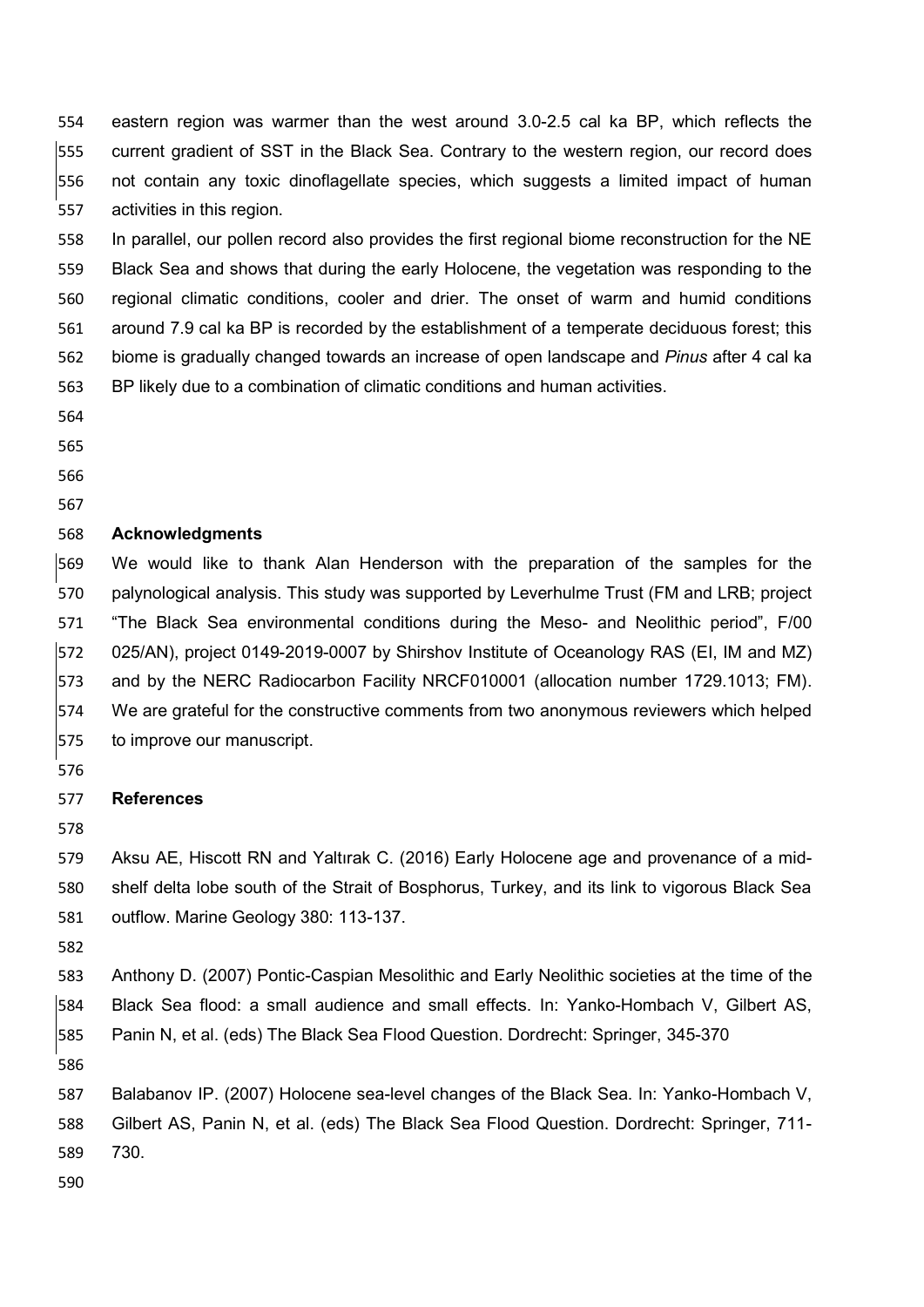eastern region was warmer than the west around 3.0-2.5 cal ka BP, which reflects the current gradient of SST in the Black Sea. Contrary to the western region, our record does not contain any toxic dinoflagellate species, which suggests a limited impact of human activities in this region.

In parallel, our pollen record also provides the first regional biome reconstruction for the NE Black Sea and shows that during the early Holocene, the vegetation was responding to the regional climatic conditions, cooler and drier. The onset of warm and humid conditions around 7.9 cal ka BP is recorded by the establishment of a temperate deciduous forest; this biome is gradually changed towards an increase of open landscape and *Pinus* after 4 cal ka BP likely due to a combination of climatic conditions and human activities.

## Acknowledgments

We would like to thank Alan Henderson with the preparation of the samples for the palynological analysis. This study was supported by Leverhulme Trust (FM and LRB; project "The Black Sea environmental conditions during the Meso- and Neolithic period", F/00 025/AN), project 0149-2019-0007 by Shirshov Institute of Oceanology RAS (EI, IM and MZ) and by the NERC Radiocarbon Facility NRCF010001 (allocation number 1729.1013; FM). We are grateful for the constructive comments from two anonymous reviewers which helped to improve our manuscript.

## References

Aksu AE, Hiscott RN and Yaltırak C. (2016) Early Holocene age and provenance of a mid-shelf delta lobe south of the Strait of Bosphorus, Turkey, and its link to vigorous Black Sea outflow. Marine Geology 380: 113-137.

Anthony D. (2007) Pontic-Caspian Mesolithic and Early Neolithic societies at the time of the Black Sea flood: a small audience and small effects. In: Yanko-Hombach V, Gilbert AS, Panin N, et al. (eds) The Black Sea Flood Question. Dordrecht: Springer, 345-370

Balabanov IP. (2007) Holocene sea-level changes of the Black Sea. In: Yanko-Hombach V, Gilbert AS, Panin N, et al. (eds) The Black Sea Flood Question. Dordrecht: Springer, 711-730.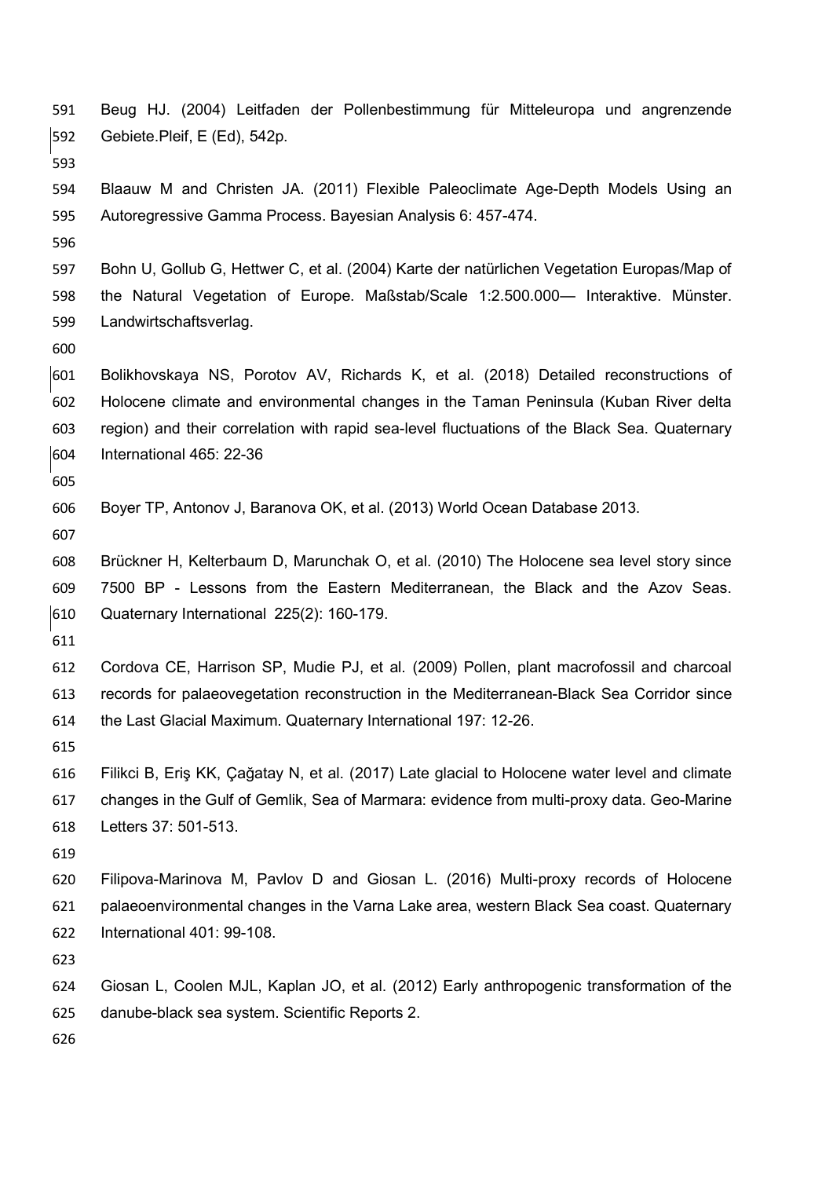Beug HJ. (2004) Leitfaden der Pollenbestimmung für Mitteleuropa und angrenzende Gebiete.Pleif, E (Ed), 542p.

Blaauw M and Christen JA. (2011) Flexible Paleoclimate Age-Depth Models Using an Autoregressive Gamma Process. Bayesian Analysis 6: 457-474.

Bohn U, Gollub G, Hettwer C, et al. (2004) Karte der natürlichen Vegetation Europas/Map of the Natural Vegetation of Europe. Maßstab/Scale 1:2.500.000— Interaktive. Münster. Landwirtschaftsverlag.

Bolikhovskaya NS, Porotov AV, Richards K, et al. (2018) Detailed reconstructions of Holocene climate and environmental changes in the Taman Peninsula (Kuban River delta region) and their correlation with rapid sea-level fluctuations of the Black Sea. Quaternary International 465: 22-36

Boyer TP, Antonov J, Baranova OK, et al. (2013) World Ocean Database 2013.

Brückner H, Kelterbaum D, Marunchak O, et al. (2010) The Holocene sea level story since 7500 BP - Lessons from the Eastern Mediterranean, the Black and the Azov Seas. Quaternary International 225(2): 160-179.

Cordova CE, Harrison SP, Mudie PJ, et al. (2009) Pollen, plant macrofossil and charcoal records for palaeovegetation reconstruction in the Mediterranean-Black Sea Corridor since the Last Glacial Maximum. Quaternary International 197: 12-26.

Filikci B, Eriş KK, Çağatay N, et al. (2017) Late glacial to Holocene water level and climate changes in the Gulf of Gemlik, Sea of Marmara: evidence from multi-proxy data. Geo-Marine Letters 37: 501-513.

Filipova-Marinova M, Pavlov D and Giosan L. (2016) Multi-proxy records of Holocene palaeoenvironmental changes in the Varna Lake area, western Black Sea coast. Quaternary International 401: 99-108.

Giosan L, Coolen MJL, Kaplan JO, et al. (2012) Early anthropogenic transformation of the danube-black sea system. Scientific Reports 2.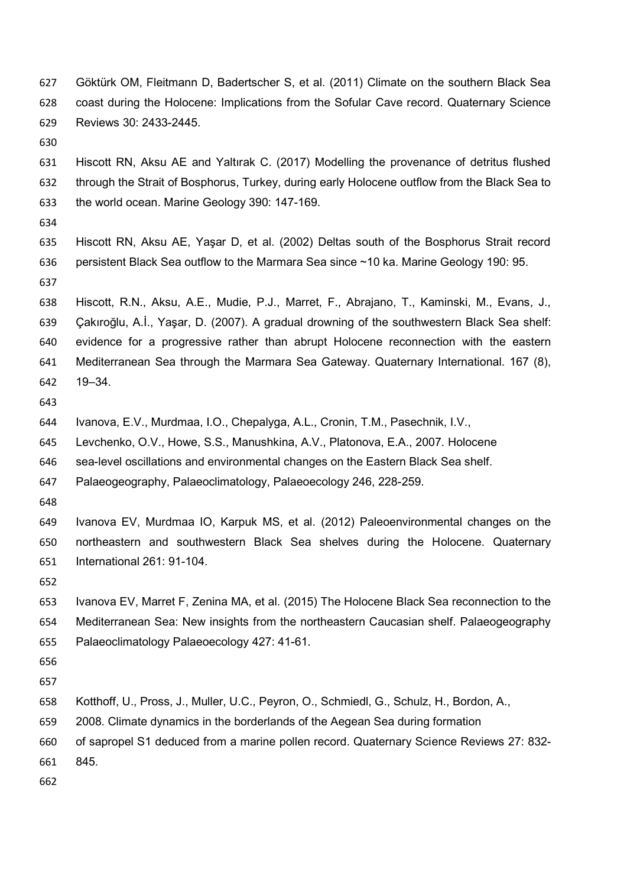Göktürk OM, Fleitmann D, Badertscher S, et al. (2011) Climate on the southern Black Sea coast during the Holocene: Implications from the Sofular Cave record. Quaternary Science Reviews 30: 2433-2445.

Hiscott RN, Aksu AE and Yaltırak C. (2017) Modelling the provenance of detritus flushed through the Strait of Bosphorus, Turkey, during early Holocene outflow from the Black Sea to the world ocean. Marine Geology 390: 147-169.

Hiscott RN, Aksu AE, Yaşar D, et al. (2002) Deltas south of the Bosphorus Strait record persistent Black Sea outflow to the Marmara Sea since ~10 ka. Marine Geology 190: 95.

Hiscott, R.N., Aksu, A.E., Mudie, P.J., Marret, F., Abrajano, T., Kaminski, M., Evans, J., Çakıroğlu, A.İ., Yaşar, D. (2007). A gradual drowning of the southwestern Black Sea shelf: evidence for a progressive rather than abrupt Holocene reconnection with the eastern Mediterranean Sea through the Marmara Sea Gateway. Quaternary International. 167 (8), 19–34.

Ivanova, E.V., Murdmaa, I.O., Chepalyga, A.L., Cronin, T.M., Pasechnik, I.V., Levchenko, O.V., Howe, S.S., Manushkina, A.V., Platonova, E.A., 2007. Holocene sea-level oscillations and environmental changes on the Eastern Black Sea shelf. Palaeogeography, Palaeoclimatology, Palaeoecology 246, 228-259.

Ivanova EV, Murdmaa IO, Karpuk MS, et al. (2012) Paleoenvironmental changes on the northeastern and southwestern Black Sea shelves during the Holocene. Quaternary International 261: 91-104.

Ivanova EV, Marret F, Zenina MA, et al. (2015) The Holocene Black Sea reconnection to the Mediterranean Sea: New insights from the northeastern Caucasian shelf. Palaeogeography Palaeoclimatology Palaeoecology 427: 41-61.

Kotthoff, U., Pross, J., Muller, U.C., Peyron, O., Schmiedl, G., Schulz, H., Bordon, A., 2008. Climate dynamics in the borderlands of the Aegean Sea during formation of sapropel S1 deduced from a marine pollen record. Quaternary Science Reviews 27: 832-845.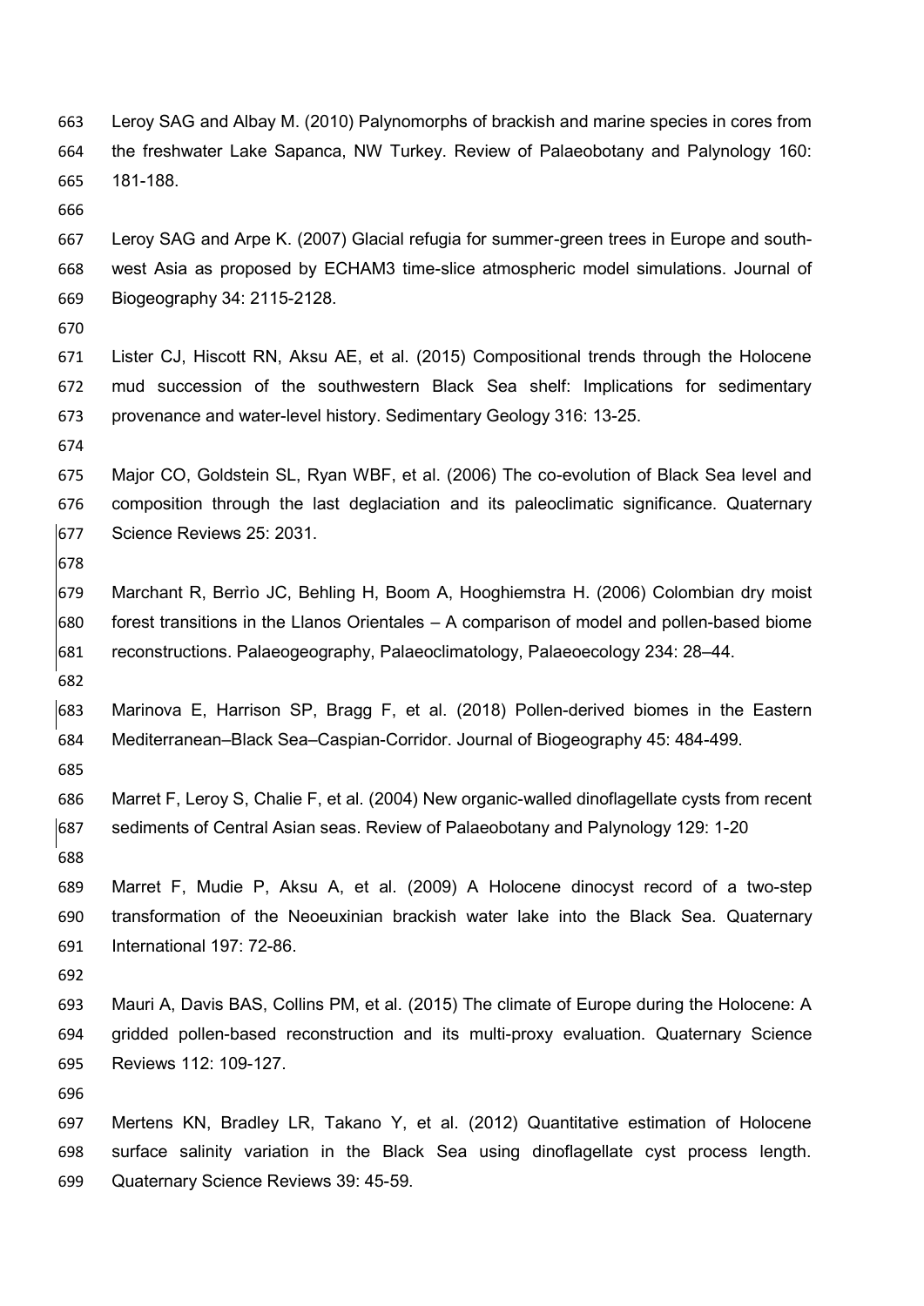Leroy SAG and Albay M. (2010) Palynomorphs of brackish and marine species in cores from the freshwater Lake Sapanca, NW Turkey. Review of Palaeobotany and Palynology 160: 181-188.

Leroy SAG and Arpe K. (2007) Glacial refugia for summer-green trees in Europe and south-west Asia as proposed by ECHAM3 time-slice atmospheric model simulations. Journal of Biogeography 34: 2115-2128.

Lister CJ, Hiscott RN, Aksu AE, et al. (2015) Compositional trends through the Holocene mud succession of the southwestern Black Sea shelf: Implications for sedimentary provenance and water-level history. Sedimentary Geology 316: 13-25.

Major CO, Goldstein SL, Ryan WBF, et al. (2006) The co-evolution of Black Sea level and composition through the last deglaciation and its paleoclimatic significance. Quaternary Science Reviews 25: 2031.

Marchant R, Berrìo JC, Behling H, Boom A, Hooghiemstra H. (2006) Colombian dry moist forest transitions in the Llanos Orientales – A comparison of model and pollen-based biome reconstructions. Palaeogeography, Palaeoclimatology, Palaeoecology 234: 28–44.

Marinova E, Harrison SP, Bragg F, et al. (2018) Pollen-derived biomes in the Eastern Mediterranean–Black Sea–Caspian-Corridor. Journal of Biogeography 45: 484-499.

Marret F, Leroy S, Chalie F, et al. (2004) New organic-walled dinoflagellate cysts from recent sediments of Central Asian seas. Review of Palaeobotany and Palynology 129: 1-20

Marret F, Mudie P, Aksu A, et al. (2009) A Holocene dinocyst record of a two-step transformation of the Neoeuxinian brackish water lake into the Black Sea. Quaternary International 197: 72-86.

Mauri A, Davis BAS, Collins PM, et al. (2015) The climate of Europe during the Holocene: A gridded pollen-based reconstruction and its multi-proxy evaluation. Quaternary Science Reviews 112: 109-127.

Mertens KN, Bradley LR, Takano Y, et al. (2012) Quantitative estimation of Holocene surface salinity variation in the Black Sea using dinoflagellate cyst process length. Quaternary Science Reviews 39: 45-59.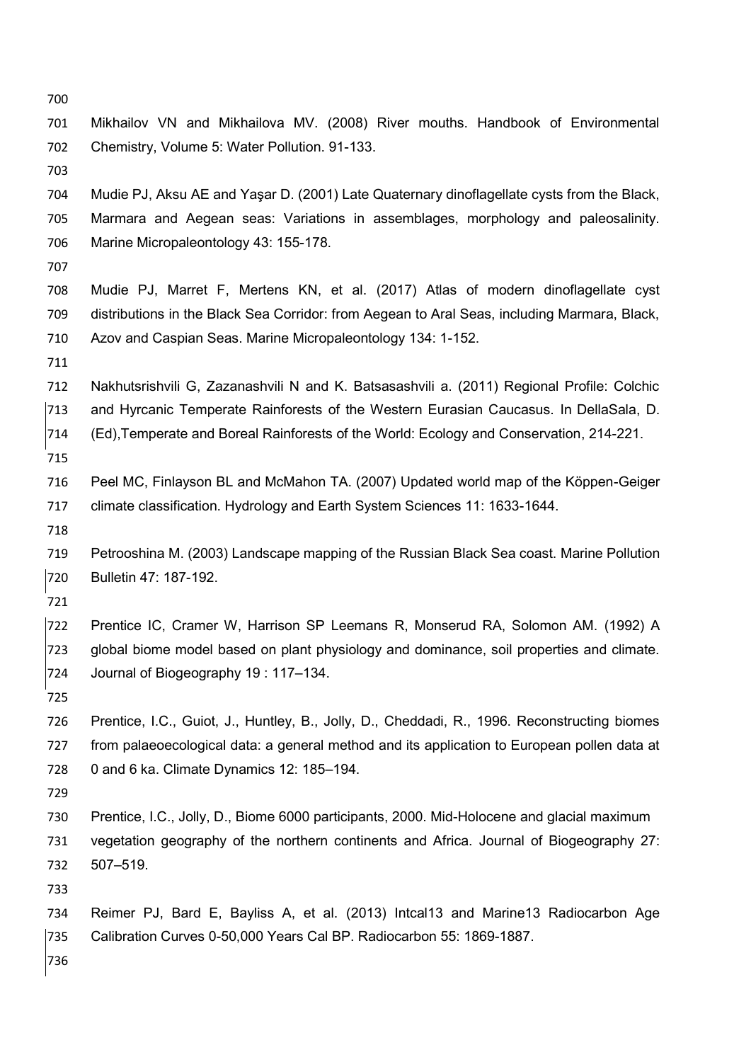Mikhailov VN and Mikhailova MV. (2008) River mouths. Handbook of Environmental Chemistry, Volume 5: Water Pollution. 91-133.

Mudie PJ, Aksu AE and Yaşar D. (2001) Late Quaternary dinoflagellate cysts from the Black, Marmara and Aegean seas: Variations in assemblages, morphology and paleosalinity. Marine Micropaleontology 43: 155-178.

Mudie PJ, Marret F, Mertens KN, et al. (2017) Atlas of modern dinoflagellate cyst distributions in the Black Sea Corridor: from Aegean to Aral Seas, including Marmara, Black, Azov and Caspian Seas. Marine Micropaleontology 134: 1-152.

Nakhutsrishvili G, Zazanashvili N and K. Batsasashvili a. (2011) Regional Profile: Colchic and Hyrcanic Temperate Rainforests of the Western Eurasian Caucasus. In DellaSala, D. (Ed),Temperate and Boreal Rainforests of the World: Ecology and Conservation, 214-221.

Peel MC, Finlayson BL and McMahon TA. (2007) Updated world map of the Köppen-Geiger climate classification. Hydrology and Earth System Sciences 11: 1633-1644.

Petrooshina M. (2003) Landscape mapping of the Russian Black Sea coast. Marine Pollution Bulletin 47: 187-192.

Prentice IC, Cramer W, Harrison SP Leemans R, Monserud RA, Solomon AM. (1992) A global biome model based on plant physiology and dominance, soil properties and climate. Journal of Biogeography 19 : 117–134.

Prentice, I.C., Guiot, J., Huntley, B., Jolly, D., Cheddadi, R., 1996. Reconstructing biomes from palaeoecological data: a general method and its application to European pollen data at 0 and 6 ka. Climate Dynamics 12: 185–194.

Prentice, I.C., Jolly, D., Biome 6000 participants, 2000. Mid-Holocene and glacial maximum vegetation geography of the northern continents and Africa. Journal of Biogeography 27: 507–519.

Reimer PJ, Bard E, Bayliss A, et al. (2013) Intcal13 and Marine13 Radiocarbon Age Calibration Curves 0-50,000 Years Cal BP. Radiocarbon 55: 1869-1887.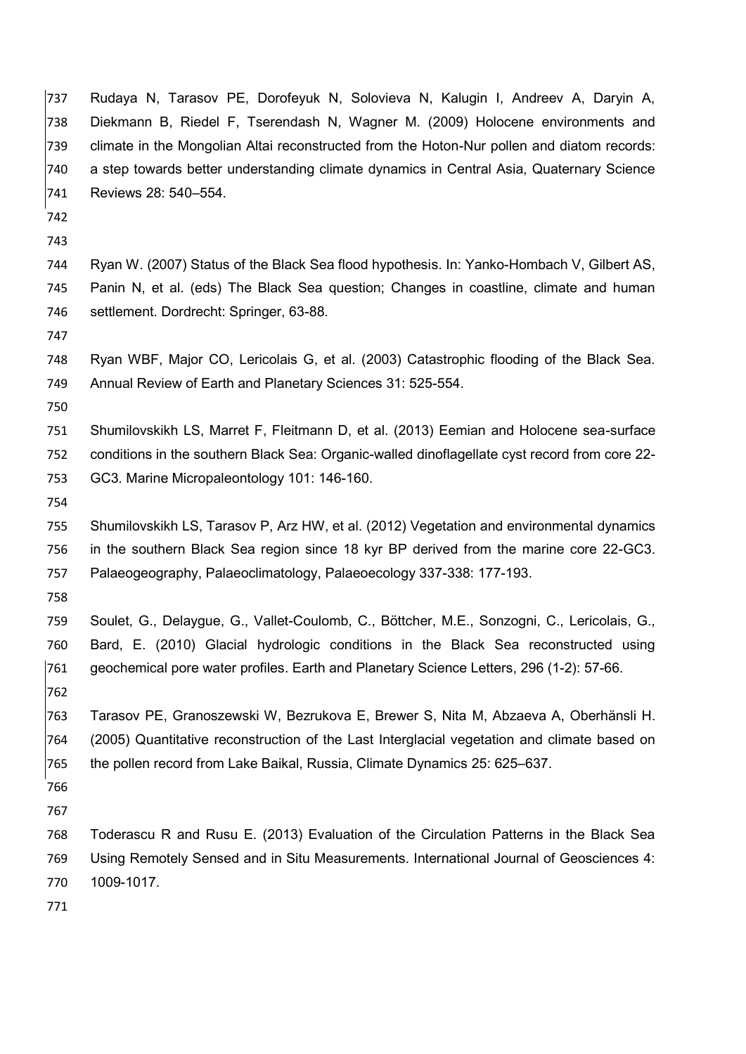Rudaya N, Tarasov PE, Dorofeyuk N, Solovieva N, Kalugin I, Andreev A, Daryin A, Diekmann B, Riedel F, Tserendash N, Wagner M. (2009) Holocene environments and climate in the Mongolian Altai reconstructed from the Hoton-Nur pollen and diatom records: a step towards better understanding climate dynamics in Central Asia, Quaternary Science Reviews 28: 540–554.

Ryan W. (2007) Status of the Black Sea flood hypothesis. In: Yanko-Hombach V, Gilbert AS, Panin N, et al. (eds) The Black Sea question; Changes in coastline, climate and human settlement. Dordrecht: Springer, 63-88.

Ryan WBF, Major CO, Lericolais G, et al. (2003) Catastrophic flooding of the Black Sea. Annual Review of Earth and Planetary Sciences 31: 525-554.

Shumilovskikh LS, Marret F, Fleitmann D, et al. (2013) Eemian and Holocene sea-surface conditions in the southern Black Sea: Organic-walled dinoflagellate cyst record from core 22-GC3. Marine Micropaleontology 101: 146-160.

Shumilovskikh LS, Tarasov P, Arz HW, et al. (2012) Vegetation and environmental dynamics in the southern Black Sea region since 18 kyr BP derived from the marine core 22-GC3. Palaeogeography, Palaeoclimatology, Palaeoecology 337-338: 177-193.

Soulet, G., Delaygue, G., Vallet-Coulomb, C., Böttcher, M.E., Sonzogni, C., Lericolais, G., Bard, E. (2010) Glacial hydrologic conditions in the Black Sea reconstructed using geochemical pore water profiles. Earth and Planetary Science Letters, 296 (1-2): 57-66.

Tarasov PE, Granoszewski W, Bezrukova E, Brewer S, Nita M, Abzaeva A, Oberhänsli H. (2005) Quantitative reconstruction of the Last Interglacial vegetation and climate based on the pollen record from Lake Baikal, Russia, Climate Dynamics 25: 625–637.

Toderascu R and Rusu E. (2013) Evaluation of the Circulation Patterns in the Black Sea Using Remotely Sensed and in Situ Measurements. International Journal of Geosciences 4: 1009-1017.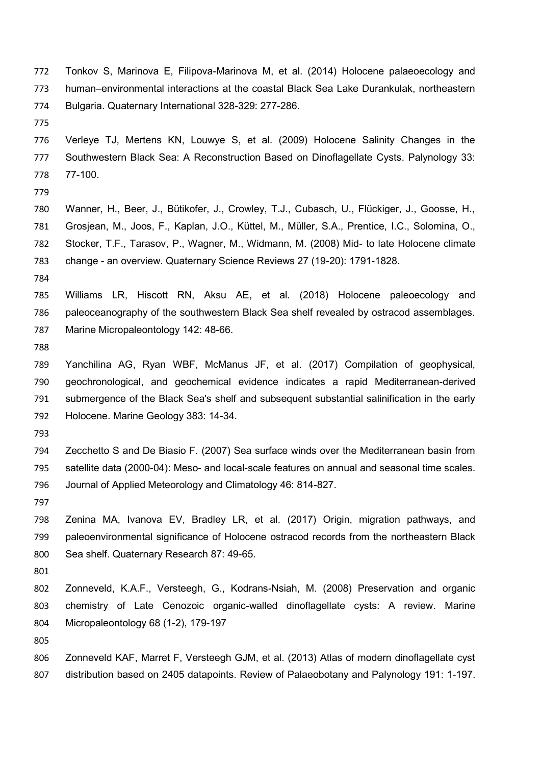Tonkov S, Marinova E, Filipova-Marinova M, et al. (2014) Holocene palaeoecology and human–environmental interactions at the coastal Black Sea Lake Durankulak, northeastern Bulgaria. Quaternary International 328-329: 277-286.

Verleye TJ, Mertens KN, Louwye S, et al. (2009) Holocene Salinity Changes in the Southwestern Black Sea: A Reconstruction Based on Dinoflagellate Cysts. Palynology 33: 77-100.

Wanner, H., Beer, J., Bütikofer, J., Crowley, T.J., Cubasch, U., Flückiger, J., Goosse, H., Grosjean, M., Joos, F., Kaplan, J.O., Küttel, M., Müller, S.A., Prentice, I.C., Solomina, O., Stocker, T.F., Tarasov, P., Wagner, M., Widmann, M. (2008) Mid- to late Holocene climate change - an overview. Quaternary Science Reviews 27 (19-20): 1791-1828.

Williams LR, Hiscott RN, Aksu AE, et al. (2018) Holocene paleoecology and paleoceanography of the southwestern Black Sea shelf revealed by ostracod assemblages. Marine Micropaleontology 142: 48-66.

Yanchilina AG, Ryan WBF, McManus JF, et al. (2017) Compilation of geophysical, geochronological, and geochemical evidence indicates a rapid Mediterranean-derived submergence of the Black Sea's shelf and subsequent substantial salinification in the early Holocene. Marine Geology 383: 14-34.

Zecchetto S and De Biasio F. (2007) Sea surface winds over the Mediterranean basin from satellite data (2000-04): Meso- and local-scale features on annual and seasonal time scales. Journal of Applied Meteorology and Climatology 46: 814-827.

Zenina MA, Ivanova EV, Bradley LR, et al. (2017) Origin, migration pathways, and paleoenvironmental significance of Holocene ostracod records from the northeastern Black Sea shelf. Quaternary Research 87: 49-65.

Zonneveld, K.A.F., Versteegh, G., Kodrans-Nsiah, M. (2008) Preservation and organic chemistry of Late Cenozoic organic-walled dinoflagellate cysts: A review. Marine Micropaleontology 68 (1-2), 179-197

Zonneveld KAF, Marret F, Versteegh GJM, et al. (2013) Atlas of modern dinoflagellate cyst distribution based on 2405 datapoints. Review of Palaeobotany and Palynology 191: 1-197.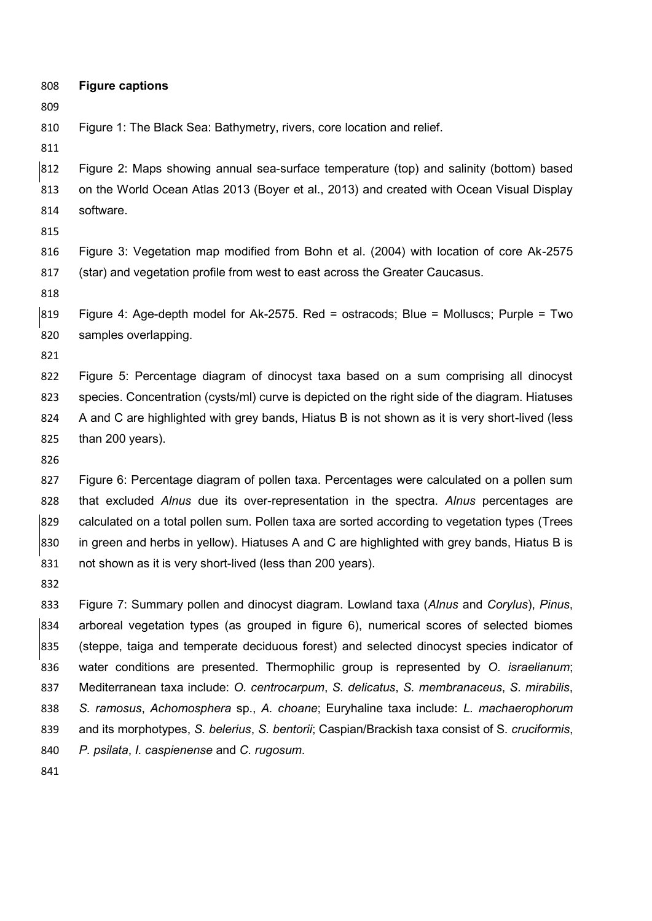**Figure captions**

Figure 1: The Black Sea: Bathymetry, rivers, core location and relief.

Figure 2: Maps showing annual sea-surface temperature (top) and salinity (bottom) based on the World Ocean Atlas 2013 (Boyer et al., 2013) and created with Ocean Visual Display software.

Figure 3: Vegetation map modified from Bohn et al. (2004) with location of core Ak-2575 (star) and vegetation profile from west to east across the Greater Caucasus.

Figure 4: Age-depth model for Ak-2575. Red = ostracods; Blue = Molluscs; Purple = Two samples overlapping.

Figure 5: Percentage diagram of dinocyst taxa based on a sum comprising all dinocyst species. Concentration (cysts/ml) curve is depicted on the right side of the diagram. Hiatuses A and C are highlighted with grey bands, Hiatus B is not shown as it is very short-lived (less than 200 years).

Figure 6: Percentage diagram of pollen taxa. Percentages were calculated on a pollen sum that excluded *Alnus* due its over-representation in the spectra. *Alnus* percentages are calculated on a total pollen sum. Pollen taxa are sorted according to vegetation types (Trees in green and herbs in yellow). Hiatuses A and C are highlighted with grey bands, Hiatus B is not shown as it is very short-lived (less than 200 years).

Figure 7: Summary pollen and dinocyst diagram. Lowland taxa (*Alnus* and *Corylus*), *Pinus*, arboreal vegetation types (as grouped in figure 6), numerical scores of selected biomes (steppe, taiga and temperate deciduous forest) and selected dinocyst species indicator of water conditions are presented. Thermophilic group is represented by *O. israelianum*; Mediterranean taxa include: *O. centrocarpum*, *S. delicatus*, *S. membranaceus*, *S. mirabilis*, *S. ramosus*, *Achomosphera* sp., *A. choane*; Euryhaline taxa include: *L. machaerophorum* and its morphotypes, *S. belerius*, *S. bentorii*; Caspian/Brackish taxa consist of S. *cruciformis*, *P. psilata*, *I. caspienense* and *C. rugosum*.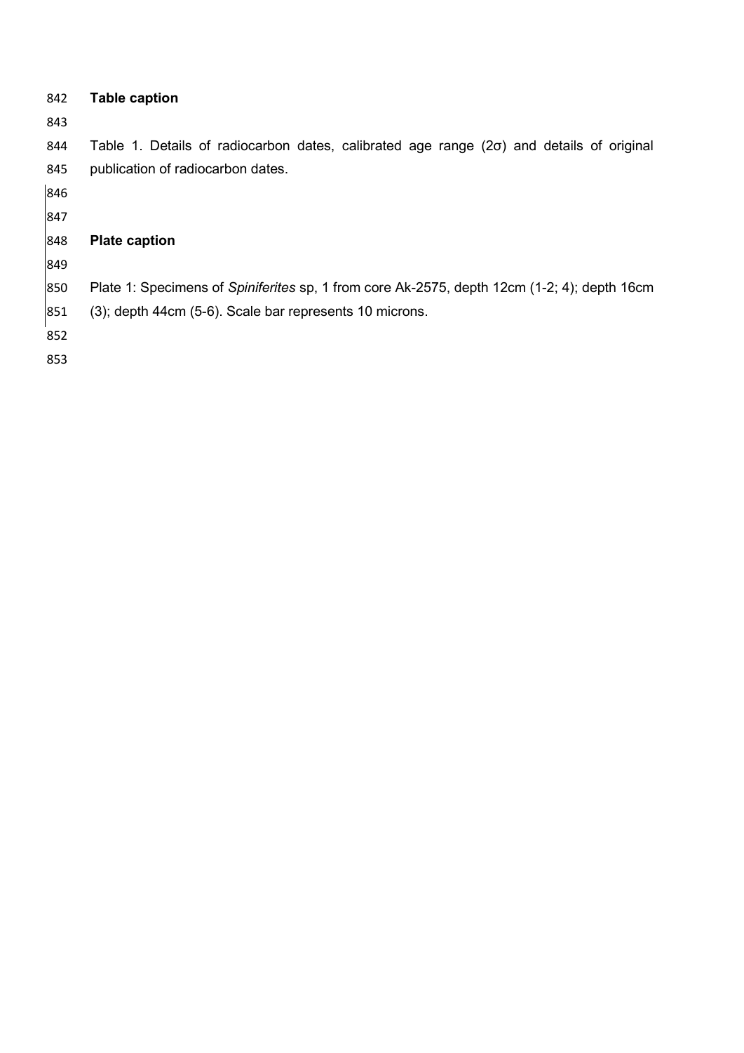## Table caption

Table 1. Details of radiocarbon dates, calibrated age range (2σ) and details of original publication of radiocarbon dates.

## Plate caption

Plate 1: Specimens of *Spiniferites* sp, 1 from core Ak-2575, depth 12cm (1-2; 4); depth 16cm (3); depth 44cm (5-6). Scale bar represents 10 microns.